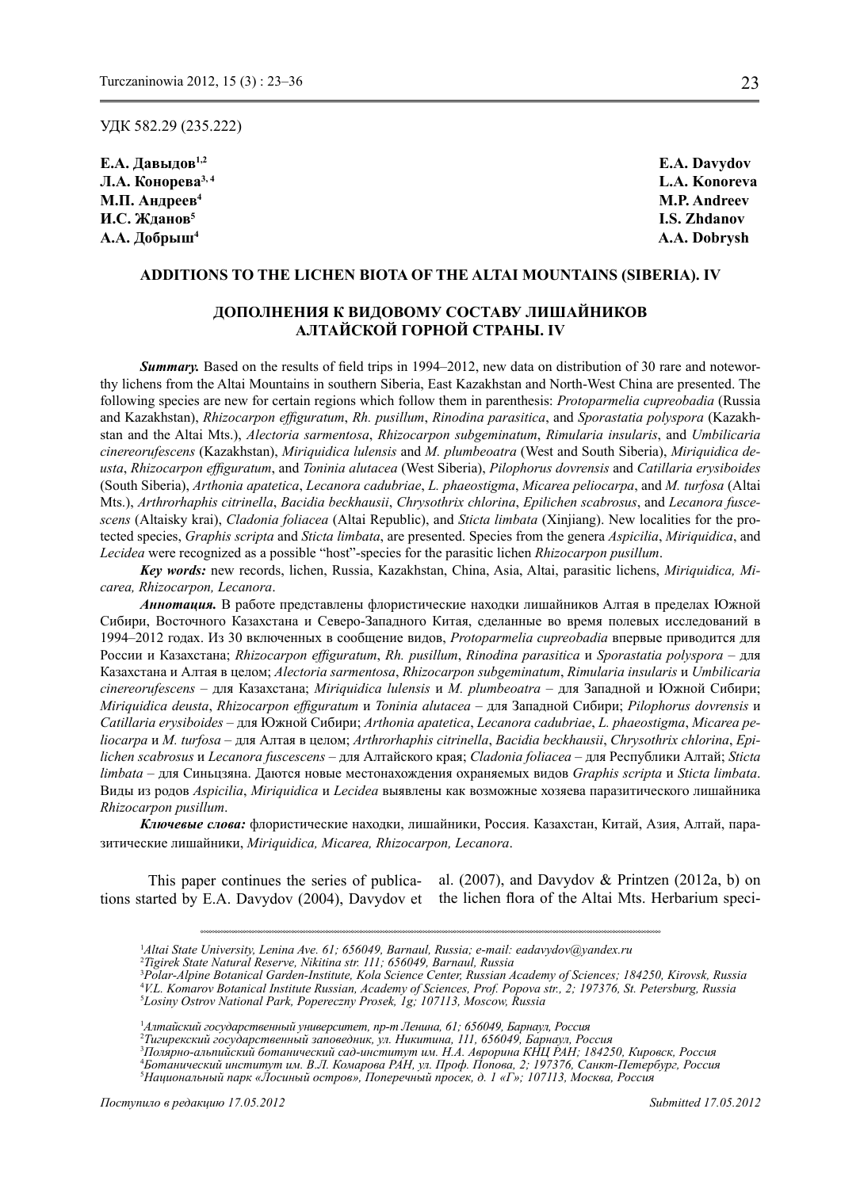УДК 582.29 (235.222)

**Е.А. Давыдов**[1,2] **E.A. Davydov**
**Л.А. Конорева**[3,4] **L.A. Konoreva**
**М.П. Андреев**[4] **M.P. Andreev**
**И.С. Жданов**[5] **I.S. Zhdanov**
**А.А. Добрыш**[4] **A.A. Dobrysh**

## ADDITIONS TO THE LICHEN BIOTA OF THE ALTAI MOUNTAINS (SIBERIA). IV

## ДОПОЛНЕНИЯ К ВИДОВОМУ СОСТАВУ ЛИШАЙНИКОВ АЛТАЙСКОЙ ГОРНОЙ СТРАНЫ. IV

***Summary.*** Based on the results of field trips in 1994–2012, new data on distribution of 30 rare and noteworthy lichens from the Altai Mountains in southern Siberia, East Kazakhstan and North-West China are presented. The following species are new for certain regions which follow them in parenthesis: *Protoparmelia cupreobadia* (Russia and Kazakhstan), *Rhizocarpon effiguratum*, *Rh. pusillum*, *Rinodina parasitica*, and *Sporastatia polyspora* (Kazakhstan and the Altai Mts.), *Alectoria sarmentosa*, *Rhizocarpon subgeminatum*, *Rimularia insularis*, and *Umbilicaria cinereorufescens* (Kazakhstan), *Miriquidica lulensis* and *M. plumbeoatra* (West and South Siberia), *Miriquidica deusta*, *Rhizocarpon effiguratum*, and *Toninia alutacea* (West Siberia), *Pilophorus dovrensis* and *Catillaria erysiboides* (South Siberia), *Arthonia apatetica*, *Lecanora cadubriae*, *L. phaeostigma*, *Micarea peliocarpa*, and *M. turfosa* (Altai Mts.), *Arthrorhaphis citrinella*, *Bacidia beckhausii*, *Chrysothrix chlorina*, *Epilichen scabrosus*, and *Lecanora fuscescens* (Altaisky krai), *Cladonia foliacea* (Altai Republic), and *Sticta limbata* (Xinjiang). New localities for the protected species, *Graphis scripta* and *Sticta limbata*, are presented. Species from the genera *Aspicilia*, *Miriquidica*, and *Lecidea* were recognized as a possible "host"-species for the parasitic lichen *Rhizocarpon pusillum*.

***Key words:*** new records, lichen, Russia, Kazakhstan, China, Asia, Altai, parasitic lichens, *Miriquidica, Micarea, Rhizocarpon, Lecanora*.

***Аннотация.*** В работе представлены флористические находки лишайников Алтая в пределах Южной Сибири, Восточного Казахстана и Северо-Западного Китая, сделанные во время полевых исследований в 1994–2012 годах. Из 30 включенных в сообщение видов, *Protoparmelia cupreobadia* впервые приводится для России и Казахстана; *Rhizocarpon effiguratum*, *Rh. pusillum*, *Rinodina parasitica* и *Sporastatia polyspora* – для Казахстана и Алтая в целом; *Alectoria sarmentosa*, *Rhizocarpon subgeminatum*, *Rimularia insularis* и *Umbilicaria cinereorufescens* – для Казахстана; *Miriquidica lulensis* и *M. plumbeoatra* – для Западной и Южной Сибири; *Miriquidica deusta*, *Rhizocarpon effiguratum* и *Toninia alutacea* – для Западной Сибири; *Pilophorus dovrensis* и *Catillaria erysiboides* – для Южной Сибири; *Arthonia apatetica*, *Lecanora cadubriae*, *L. phaeostigma*, *Micarea peliocarpa* и *M. turfosa* – для Алтая в целом; *Arthrorhaphis citrinella*, *Bacidia beckhausii*, *Chrysothrix chlorina*, *Epilichen scabrosus* и *Lecanora fuscescens* – для Алтайского края; *Cladonia foliacea* – для Республики Алтай; *Sticta limbata* – для Синьцзяна. Даются новые местонахождения охраняемых видов *Graphis scripta* и *Sticta limbata*. Виды из родов *Aspicilia*, *Miriquidica* и *Lecidea* выявлены как возможные хозяева паразитического лишайника *Rhizocarpon pusillum*.

***Ключевые слова:*** флористические находки, лишайники, Россия. Казахстан, Китай, Азия, Алтай, паразитические лишайники, *Miriquidica, Micarea, Rhizocarpon, Lecanora*.

This paper continues the series of publications started by E.A. Davydov (2004), Davydov et al. (2007), and Davydov & Printzen (2012a, b) on the lichen flora of the Altai Mts. Herbarium speci-

---

[1]*Altai State University, Lenina Ave. 61; 656049, Barnaul, Russia; e-mail: eadavydov@yandex.ru*
[2]*Tigirek State Natural Reserve, Nikitina str. 111; 656049, Barnaul, Russia*
[3]*Polar-Alpine Botanical Garden-Institute, Kola Science Center, Russian Academy of Sciences; 184250, Kirovsk, Russia*
[4]*V.L. Komarov Botanical Institute Russian, Academy of Sciences, Prof. Popova str., 2; 197376, St. Petersburg, Russia*
[5]*Losiny Ostrov National Park, Popereczny Prosek, 1g; 107113, Moscow, Russia*

[1]*Алтайский государственный университет, пр-т Ленина, 61; 656049, Барнаул, Россия*
[2]*Тигирекский государственный заповедник, ул. Никитина, 111, 656049, Барнаул, Россия*
[3]*Полярно-альпийский ботанический сад-институт им. Н.А. Аврорина КНЦ РАН; 184250, Кировск, Россия*
[4]*Ботанический институт им. В.Л. Комарова РАН, ул. Проф. Попова, 2; 197376, Санкт-Петербург, Россия*
[5]*Национальный парк «Лосиный остров», Поперечный просек, д. 1 «Г»; 107113, Москва, Россия*

*Поступило в редакцию 17.05.2012* *Submitted 17.05.2012*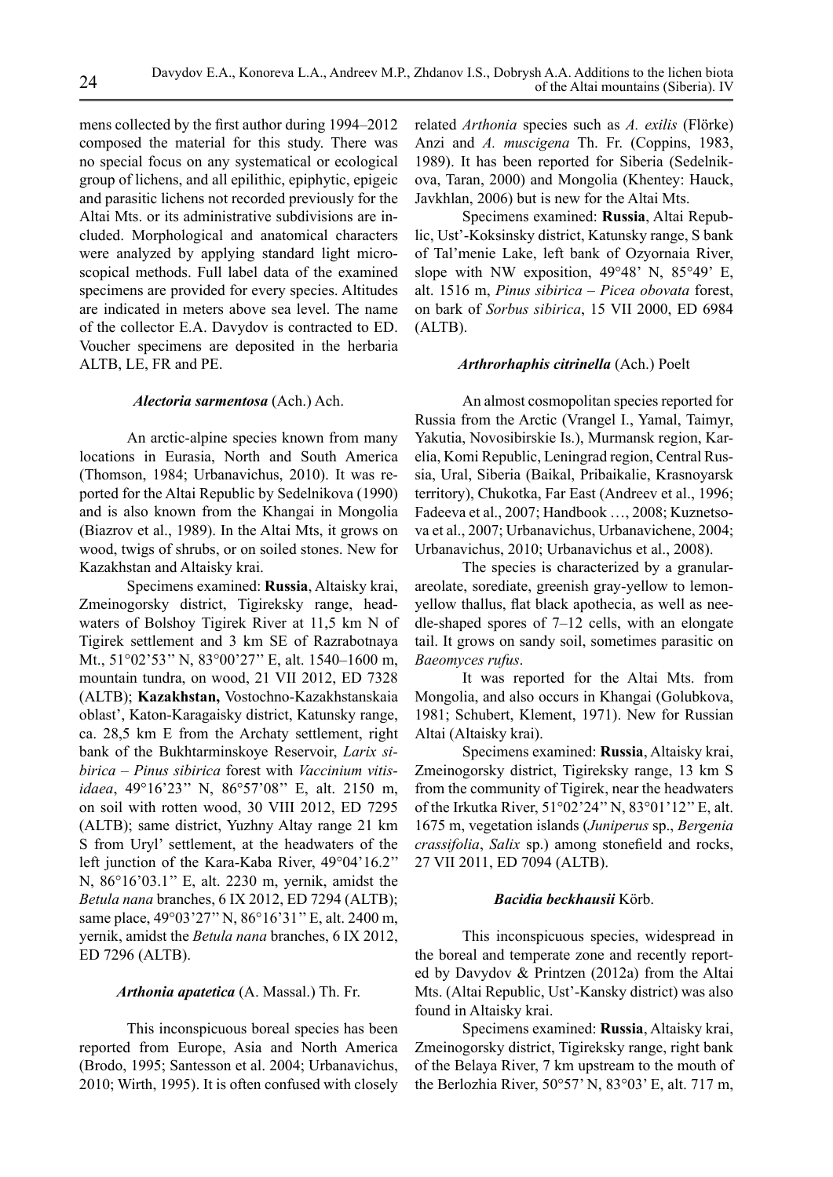mens collected by the first author during 1994–2012 composed the material for this study. There was no special focus on any systematical or ecological group of lichens, and all epilithic, epiphytic, epigeic and parasitic lichens not recorded previously for the Altai Mts. or its administrative subdivisions are included. Morphological and anatomical characters were analyzed by applying standard light microscopical methods. Full label data of the examined specimens are provided for every species. Altitudes are indicated in meters above sea level. The name of the collector E.A. Davydov is contracted to ED. Voucher specimens are deposited in the herbaria ALTB, LE, FR and PE.

### *Alectoria sarmentosa* (Ach.) Ach.

An arctic-alpine species known from many locations in Eurasia, North and South America (Thomson, 1984; Urbanavichus, 2010). It was reported for the Altai Republic by Sedelnikova (1990) and is also known from the Khangai in Mongolia (Biazrov et al., 1989). In the Altai Mts, it grows on wood, twigs of shrubs, or on soiled stones. New for Kazakhstan and Altaisky krai.

Specimens examined: **Russia**, Altaisky krai, Zmeinogorsky district, Tigireksky range, headwaters of Bolshoy Tigirek River at 11,5 km N of Tigirek settlement and 3 km SE of Razrabotnaya Mt., 51°02'53'' N, 83°00'27'' E, alt. 1540–1600 m, mountain tundra, on wood, 21 VII 2012, ED 7328 (ALTB); **Kazakhstan,** Vostochno-Kazakhstanskaia oblast', Katon-Karagaisky district, Katunsky range, ca. 28,5 km E from the Archaty settlement, right bank of the Bukhtarminskoye Reservoir, *Larix sibirica – Pinus sibirica* forest with *Vaccinium vitis-idaea*, 49°16'23'' N, 86°57'08'' E, alt. 2150 m, on soil with rotten wood, 30 VIII 2012, ED 7295 (ALTB); same district, Yuzhny Altay range 21 km S from Uryl' settlement, at the headwaters of the left junction of the Kara-Kaba River, 49°04'16.2'' N, 86°16'03.1'' E, alt. 2230 m, yernik, amidst the *Betula nana* branches, 6 IX 2012, ED 7294 (ALTB); same place, 49°03'27'' N, 86°16'31'' E, alt. 2400 m, yernik, amidst the *Betula nana* branches, 6 IX 2012, ED 7296 (ALTB).

### *Arthonia apatetica* (A. Massal.) Th. Fr.

This inconspicuous boreal species has been reported from Europe, Asia and North America (Brodo, 1995; Santesson et al. 2004; Urbanavichus, 2010; Wirth, 1995). It is often confused with closely related *Arthonia* species such as *A. exilis* (Flörke) Anzi and *A. muscigena* Th. Fr. (Coppins, 1983, 1989). It has been reported for Siberia (Sedelnikova, Taran, 2000) and Mongolia (Khentey: Hauck, Javkhlan, 2006) but is new for the Altai Mts.

Specimens examined: **Russia**, Altai Republic, Ust'-Koksinsky district, Katunsky range, S bank of Tal'menie Lake, left bank of Ozyornaia River, slope with NW exposition, 49°48' N, 85°49' E, alt. 1516 m, *Pinus sibirica – Picea obovata* forest, on bark of *Sorbus sibirica*, 15 VII 2000, ED 6984 (ALTB).

### *Arthrorhaphis citrinella* (Ach.) Poelt

An almost cosmopolitan species reported for Russia from the Arctic (Vrangel I., Yamal, Taimyr, Yakutia, Novosibirskie Is.), Murmansk region, Karelia, Komi Republic, Leningrad region, Central Russia, Ural, Siberia (Baikal, Pribaikalie, Krasnoyarsk territory), Chukotka, Far East (Andreev et al., 1996; Fadeeva et al., 2007; Handbook …, 2008; Kuznetsova et al., 2007; Urbanavichus, Urbanavichene, 2004; Urbanavichus, 2010; Urbanavichus et al., 2008).

The species is characterized by a granular-areolate, sorediate, greenish gray-yellow to lemon-yellow thallus, flat black apothecia, as well as needle-shaped spores of 7–12 cells, with an elongate tail. It grows on sandy soil, sometimes parasitic on *Baeomyces rufus*.

It was reported for the Altai Mts. from Mongolia, and also occurs in Khangai (Golubkova, 1981; Schubert, Klement, 1971). New for Russian Altai (Altaisky krai).

Specimens examined: **Russia**, Altaisky krai, Zmeinogorsky district, Tigireksky range, 13 km S from the community of Tigirek, near the headwaters of the Irkutka River, 51°02'24'' N, 83°01'12'' E, alt. 1675 m, vegetation islands (*Juniperus* sp., *Bergenia crassifolia*, *Salix* sp.) among stonefield and rocks, 27 VII 2011, ED 7094 (ALTB).

### *Bacidia beckhausii* Körb.

This inconspicuous species, widespread in the boreal and temperate zone and recently reported by Davydov & Printzen (2012a) from the Altai Mts. (Altai Republic, Ust'-Kansky district) was also found in Altaisky krai.

Specimens examined: **Russia**, Altaisky krai, Zmeinogorsky district, Tigireksky range, right bank of the Belaya River, 7 km upstream to the mouth of the Berlozhia River, 50°57' N, 83°03' E, alt. 717 m,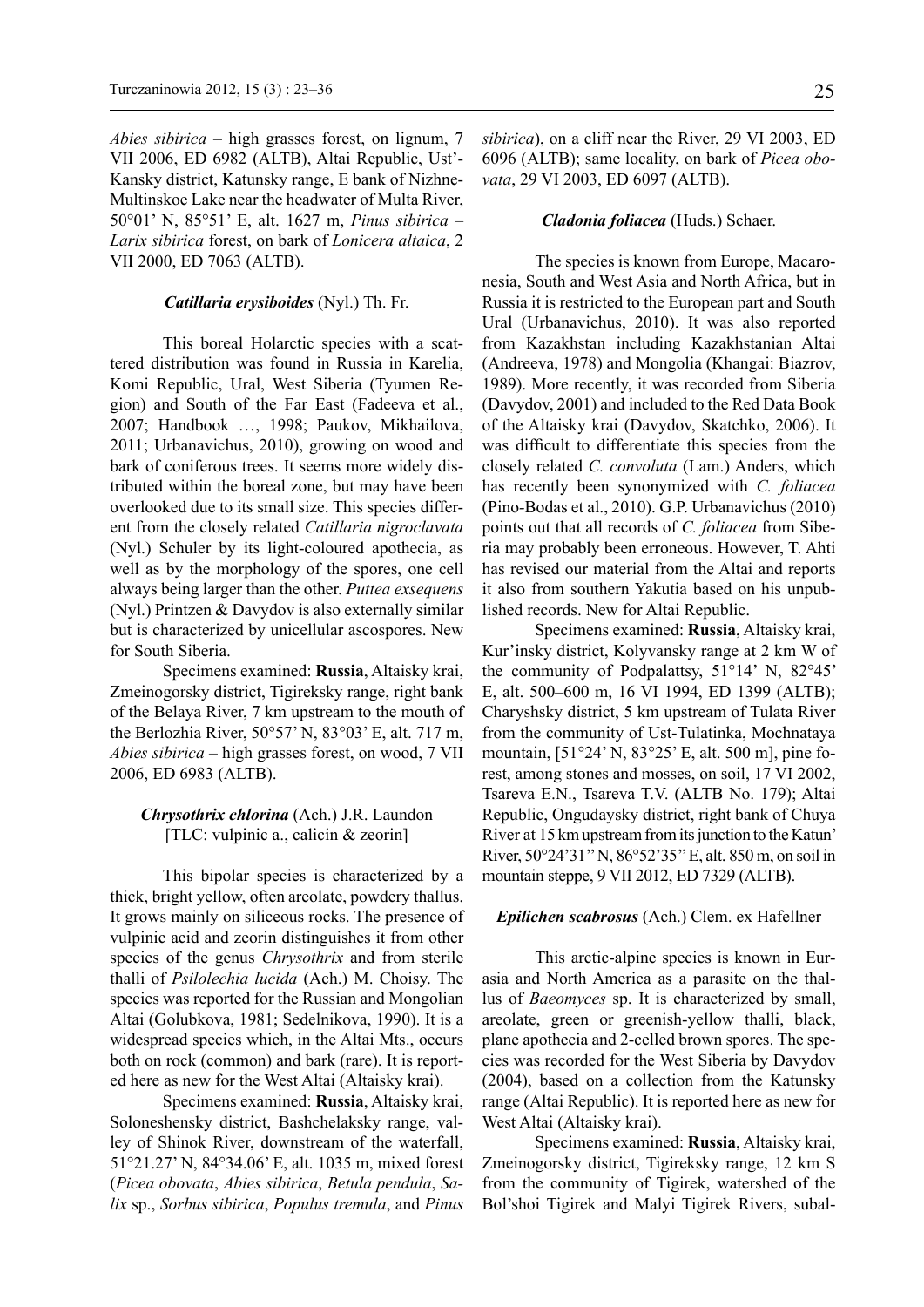*Abies sibirica* – high grasses forest, on lignum, 7 VII 2006, ED 6982 (ALTB), Altai Republic, Ust'-Kansky district, Katunsky range, E bank of Nizhne-Multinskoe Lake near the headwater of Multa River, 50°01' N, 85°51' E, alt. 1627 m, *Pinus sibirica* – *Larix sibirica* forest, on bark of *Lonicera altaica*, 2 VII 2000, ED 7063 (ALTB).

### *Catillaria erysiboides* (Nyl.) Th. Fr.

This boreal Holarctic species with a scattered distribution was found in Russia in Karelia, Komi Republic, Ural, West Siberia (Tyumen Region) and South of the Far East (Fadeeva et al., 2007; Handbook …, 1998; Paukov, Mikhailova, 2011; Urbanavichus, 2010), growing on wood and bark of coniferous trees. It seems more widely distributed within the boreal zone, but may have been overlooked due to its small size. This species different from the closely related *Catillaria nigroclavata* (Nyl.) Schuler by its light-coloured apothecia, as well as by the morphology of the spores, one cell always being larger than the other. *Puttea exsequens* (Nyl.) Printzen & Davydov is also externally similar but is characterized by unicellular ascospores. New for South Siberia.

Specimens examined: **Russia**, Altaisky krai, Zmeinogorsky district, Tigireksky range, right bank of the Belaya River, 7 km upstream to the mouth of the Berlozhia River, 50°57' N, 83°03' E, alt. 717 m, *Abies sibirica* – high grasses forest, on wood, 7 VII 2006, ED 6983 (ALTB).

### *Chrysothrix chlorina* (Ach.) J.R. Laundon [TLC: vulpinic a., calicin & zeorin]

This bipolar species is characterized by a thick, bright yellow, often areolate, powdery thallus. It grows mainly on siliceous rocks. The presence of vulpinic acid and zeorin distinguishes it from other species of the genus *Chrysothrix* and from sterile thalli of *Psilolechia lucida* (Ach.) M. Choisy. The species was reported for the Russian and Mongolian Altai (Golubkova, 1981; Sedelnikova, 1990). It is a widespread species which, in the Altai Mts., occurs both on rock (common) and bark (rare). It is reported here as new for the West Altai (Altaisky krai).

Specimens examined: **Russia**, Altaisky krai, Soloneshensky district, Bashchelaksky range, valley of Shinok River, downstream of the waterfall, 51°21.27' N, 84°34.06' E, alt. 1035 m, mixed forest (*Picea obovata*, *Abies sibirica*, *Betula pendula*, *Salix* sp., *Sorbus sibirica*, *Populus tremula*, and *Pinus sibirica*), on a cliff near the River, 29 VI 2003, ED 6096 (ALTB); same locality, on bark of *Picea obovata*, 29 VI 2003, ED 6097 (ALTB).

### *Cladonia foliacea* (Huds.) Schaer.

The species is known from Europe, Macaronesia, South and West Asia and North Africa, but in Russia it is restricted to the European part and South Ural (Urbanavichus, 2010). It was also reported from Kazakhstan including Kazakhstanian Altai (Andreeva, 1978) and Mongolia (Khangai: Biazrov, 1989). More recently, it was recorded from Siberia (Davydov, 2001) and included to the Red Data Book of the Altaisky krai (Davydov, Skatchko, 2006). It was difficult to differentiate this species from the closely related *C. convoluta* (Lam.) Anders, which has recently been synonymized with *C. foliacea* (Pino-Bodas et al., 2010). G.P. Urbanavichus (2010) points out that all records of *C. foliacea* from Siberia may probably been erroneous. However, T. Ahti has revised our material from the Altai and reports it also from southern Yakutia based on his unpublished records. New for Altai Republic.

Specimens examined: **Russia**, Altaisky krai, Kur'insky district, Kolyvansky range at 2 km W of the community of Podpalattsy, 51°14' N, 82°45' E, alt. 500–600 m, 16 VI 1994, ED 1399 (ALTB); Charyshsky district, 5 km upstream of Tulata River from the community of Ust-Tulatinka, Mochnataya mountain, [51°24' N, 83°25' E, alt. 500 m], pine forest, among stones and mosses, on soil, 17 VI 2002, Tsareva E.N., Tsareva T.V. (ALTB No. 179); Altai Republic, Ongudaysky district, right bank of Chuya River at 15 km upstream from its junction to the Katun' River, 50°24'31'' N, 86°52'35'' E, alt. 850 m, on soil in mountain steppe, 9 VII 2012, ED 7329 (ALTB).

### *Epilichen scabrosus* (Ach.) Clem. ex Hafellner

This arctic-alpine species is known in Eurasia and North America as a parasite on the thallus of *Baeomyces* sp. It is characterized by small, areolate, green or greenish-yellow thalli, black, plane apothecia and 2-celled brown spores. The species was recorded for the West Siberia by Davydov (2004), based on a collection from the Katunsky range (Altai Republic). It is reported here as new for West Altai (Altaisky krai).

Specimens examined: **Russia**, Altaisky krai, Zmeinogorsky district, Tigireksky range, 12 km S from the community of Tigirek, watershed of the Bol'shoi Tigirek and Malyi Tigirek Rivers, subal-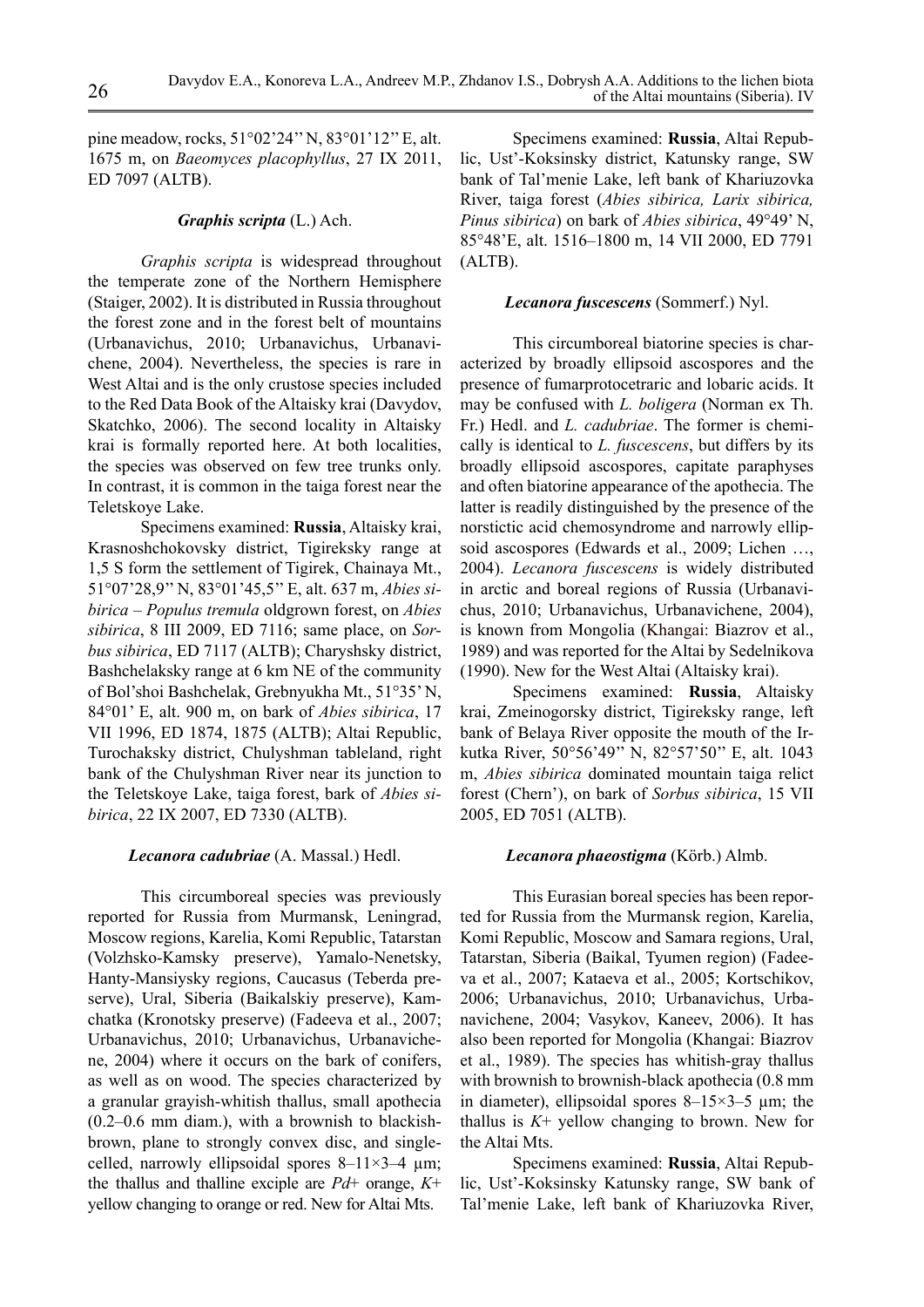pine meadow, rocks, 51°02'24'' N, 83°01'12'' E, alt. 1675 m, on *Baeomyces placophyllus*, 27 IX 2011, ED 7097 (ALTB).

### *Graphis scripta* (L.) Ach.

*Graphis scripta* is widespread throughout the temperate zone of the Northern Hemisphere (Staiger, 2002). It is distributed in Russia throughout the forest zone and in the forest belt of mountains (Urbanavichus, 2010; Urbanavichus, Urbanavichene, 2004). Nevertheless, the species is rare in West Altai and is the only crustose species included to the Red Data Book of the Altaisky krai (Davydov, Skatchko, 2006). The second locality in Altaisky krai is formally reported here. At both localities, the species was observed on few tree trunks only. In contrast, it is common in the taiga forest near the Teletskoye Lake.

Specimens examined: **Russia**, Altaisky krai, Krasnoshchokovsky district, Tigireksky range at 1,5 S form the settlement of Tigirek, Chainaya Mt., 51°07'28,9'' N, 83°01'45,5'' E, alt. 637 m, *Abies sibirica* – *Populus tremula* oldgrown forest, on *Abies sibirica*, 8 III 2009, ED 7116; same place, on *Sorbus sibirica*, ED 7117 (ALTB); Charyshsky district, Bashchelaksky range at 6 km NE of the community of Bol'shoi Bashchelak, Grebnyukha Mt., 51°35' N, 84°01' E, alt. 900 m, on bark of *Abies sibirica*, 17 VII 1996, ED 1874, 1875 (ALTB); Altai Republic, Turochaksky district, Chulyshman tableland, right bank of the Chulyshman River near its junction to the Teletskoye Lake, taiga forest, bark of *Abies sibirica*, 22 IX 2007, ED 7330 (ALTB).

### *Lecanora cadubriae* (A. Massal.) Hedl.

This circumboreal species was previously reported for Russia from Murmansk, Leningrad, Moscow regions, Karelia, Komi Republic, Tatarstan (Volzhsko-Kamsky preserve), Yamalo-Nenetsky, Hanty-Mansiysky regions, Caucasus (Teberda preserve), Ural, Siberia (Baikalskiy preserve), Kamchatka (Kronotsky preserve) (Fadeeva et al., 2007; Urbanavichus, 2010; Urbanavichus, Urbanavichene, 2004) where it occurs on the bark of conifers, as well as on wood. The species characterized by a granular grayish-whitish thallus, small apothecia (0.2–0.6 mm diam.), with a brownish to blackish-brown, plane to strongly convex disc, and single-celled, narrowly ellipsoidal spores 8–11×3–4 µm; the thallus and thalline exciple are *Pd*+ orange, *K*+ yellow changing to orange or red. New for Altai Mts.

Specimens examined: **Russia**, Altai Republic, Ust'-Koksinsky district, Katunsky range, SW bank of Tal'menie Lake, left bank of Khariuzovka River, taiga forest (*Abies sibirica, Larix sibirica, Pinus sibirica*) on bark of *Abies sibirica*, 49°49' N, 85°48'E, alt. 1516–1800 m, 14 VII 2000, ED 7791 (ALTB).

### *Lecanora fuscescens* (Sommerf.) Nyl.

This circumboreal biatorine species is characterized by broadly ellipsoid ascospores and the presence of fumarprotocetraric and lobaric acids. It may be confused with *L. boligera* (Norman ex Th. Fr.) Hedl. and *L. cadubriae*. The former is chemically is identical to *L. fuscescens*, but differs by its broadly ellipsoid ascospores, capitate paraphyses and often biatorine appearance of the apothecia. The latter is readily distinguished by the presence of the norstictic acid chemosyndrome and narrowly ellipsoid ascospores (Edwards et al., 2009; Lichen …, 2004). *Lecanora fuscescens* is widely distributed in arctic and boreal regions of Russia (Urbanavichus, 2010; Urbanavichus, Urbanavichene, 2004), is known from Mongolia (Khangai: Biazrov et al., 1989) and was reported for the Altai by Sedelnikova (1990). New for the West Altai (Altaisky krai).

Specimens examined: **Russia**, Altaisky krai, Zmeinogorsky district, Tigireksky range, left bank of Belaya River opposite the mouth of the Irkutka River, 50°56'49'' N, 82°57'50'' E, alt. 1043 m, *Abies sibirica* dominated mountain taiga relict forest (Chern'), on bark of *Sorbus sibirica*, 15 VII 2005, ED 7051 (ALTB).

### *Lecanora phaeostigma* (Körb.) Almb.

This Eurasian boreal species has been reported for Russia from the Murmansk region, Karelia, Komi Republic, Moscow and Samara regions, Ural, Tatarstan, Siberia (Baikal, Tyumen region) (Fadeeva et al., 2007; Kataeva et al., 2005; Kortschikov, 2006; Urbanavichus, 2010; Urbanavichus, Urbanavichene, 2004; Vasykov, Kaneev, 2006). It has also been reported for Mongolia (Khangai: Biazrov et al., 1989). The species has whitish-gray thallus with brownish to brownish-black apothecia (0.8 mm in diameter), ellipsoidal spores 8–15×3–5 µm; the thallus is *K*+ yellow changing to brown. New for the Altai Mts.

Specimens examined: **Russia**, Altai Republic, Ust'-Koksinsky Katunsky range, SW bank of Tal'menie Lake, left bank of Khariuzovka River,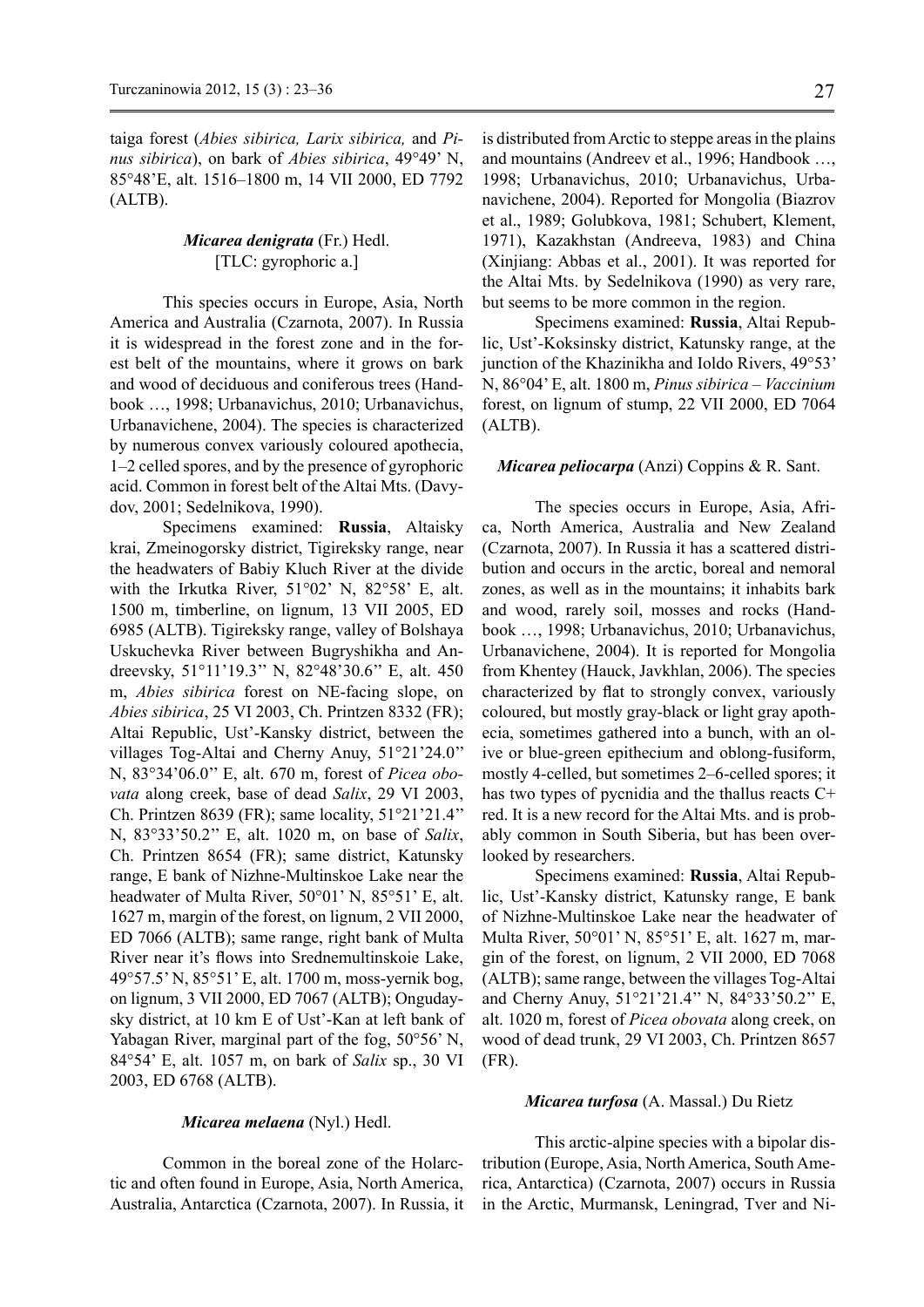taiga forest (*Abies sibirica, Larix sibirica,* and *Pinus sibirica*), on bark of *Abies sibirica*, 49°49' N, 85°48'E, alt. 1516–1800 m, 14 VII 2000, ED 7792 (ALTB).

### *Micarea denigrata* (Fr.) Hedl.
[TLC: gyrophoric a.]

This species occurs in Europe, Asia, North America and Australia (Czarnota, 2007). In Russia it is widespread in the forest zone and in the forest belt of the mountains, where it grows on bark and wood of deciduous and coniferous trees (Handbook …, 1998; Urbanavichus, 2010; Urbanavichus, Urbanavichene, 2004). The species is characterized by numerous convex variously coloured apothecia, 1–2 celled spores, and by the presence of gyrophoric acid. Common in forest belt of the Altai Mts. (Davydov, 2001; Sedelnikova, 1990).

Specimens examined: **Russia**, Altaisky krai, Zmeinogorsky district, Tigireksky range, near the headwaters of Babiy Kluch River at the divide with the Irkutka River, 51°02' N, 82°58' E, alt. 1500 m, timberline, on lignum, 13 VII 2005, ED 6985 (ALTB). Tigireksky range, valley of Bolshaya Uskuchevka River between Bugryshikha and Andreevsky, 51°11'19.3'' N, 82°48'30.6'' E, alt. 450 m, *Abies sibirica* forest on NE-facing slope, on *Abies sibirica*, 25 VI 2003, Ch. Printzen 8332 (FR); Altai Republic, Ust'-Kansky district, between the villages Tog-Altai and Cherny Anuy, 51°21'24.0'' N, 83°34'06.0'' E, alt. 670 m, forest of *Picea obovata* along creek, base of dead *Salix*, 29 VI 2003, Ch. Printzen 8639 (FR); same locality, 51°21'21.4'' N, 83°33'50.2'' E, alt. 1020 m, on base of *Salix*, Ch. Printzen 8654 (FR); same district, Katunsky range, E bank of Nizhne-Multinskoe Lake near the headwater of Multa River, 50°01' N, 85°51' E, alt. 1627 m, margin of the forest, on lignum, 2 VII 2000, ED 7066 (ALTB); same range, right bank of Multa River near it's flows into Srednemultinskoie Lake, 49°57.5' N, 85°51' E, alt. 1700 m, moss-yernik bog, on lignum, 3 VII 2000, ED 7067 (ALTB); Ongudaysky district, at 10 km E of Ust'-Kan at left bank of Yabagan River, marginal part of the fog, 50°56' N, 84°54' E, alt. 1057 m, on bark of *Salix* sp., 30 VI 2003, ED 6768 (ALTB).

### *Micarea melaena* (Nyl.) Hedl.

Common in the boreal zone of the Holarctic and often found in Europe, Asia, North America, Australia, Antarctica (Czarnota, 2007). In Russia, it is distributed from Arctic to steppe areas in the plains and mountains (Andreev et al., 1996; Handbook …, 1998; Urbanavichus, 2010; Urbanavichus, Urbanavichene, 2004). Reported for Mongolia (Biazrov et al., 1989; Golubkova, 1981; Schubert, Klement, 1971), Kazakhstan (Andreeva, 1983) and China (Xinjiang: Abbas et al., 2001). It was reported for the Altai Mts. by Sedelnikova (1990) as very rare, but seems to be more common in the region.

Specimens examined: **Russia**, Altai Republic, Ust'-Koksinsky district, Katunsky range, at the junction of the Khazinikha and Ioldo Rivers, 49°53' N, 86°04' E, alt. 1800 m, *Pinus sibirica – Vaccinium* forest, on lignum of stump, 22 VII 2000, ED 7064 (ALTB).

### *Micarea peliocarpa* (Anzi) Coppins & R. Sant.

The species occurs in Europe, Asia, Africa, North America, Australia and New Zealand (Czarnota, 2007). In Russia it has a scattered distribution and occurs in the arctic, boreal and nemoral zones, as well as in the mountains; it inhabits bark and wood, rarely soil, mosses and rocks (Handbook …, 1998; Urbanavichus, 2010; Urbanavichus, Urbanavichene, 2004). It is reported for Mongolia from Khentey (Hauck, Javkhlan, 2006). The species characterized by flat to strongly convex, variously coloured, but mostly gray-black or light gray apothecia, sometimes gathered into a bunch, with an olive or blue-green epithecium and oblong-fusiform, mostly 4-celled, but sometimes 2–6-celled spores; it has two types of pycnidia and the thallus reacts C+ red. It is a new record for the Altai Mts. and is probably common in South Siberia, but has been overlooked by researchers.

Specimens examined: **Russia**, Altai Republic, Ust'-Kansky district, Katunsky range, E bank of Nizhne-Multinskoe Lake near the headwater of Multa River, 50°01' N, 85°51' E, alt. 1627 m, margin of the forest, on lignum, 2 VII 2000, ED 7068 (ALTB); same range, between the villages Tog-Altai and Cherny Anuy, 51°21'21.4'' N, 84°33'50.2'' E, alt. 1020 m, forest of *Picea obovata* along creek, on wood of dead trunk, 29 VI 2003, Ch. Printzen 8657 (FR).

### *Micarea turfosa* (A. Massal.) Du Rietz

This arctic-alpine species with a bipolar distribution (Europe, Asia, North America, South America, Antarctica) (Czarnota, 2007) occurs in Russia in the Arctic, Murmansk, Leningrad, Tver and Ni-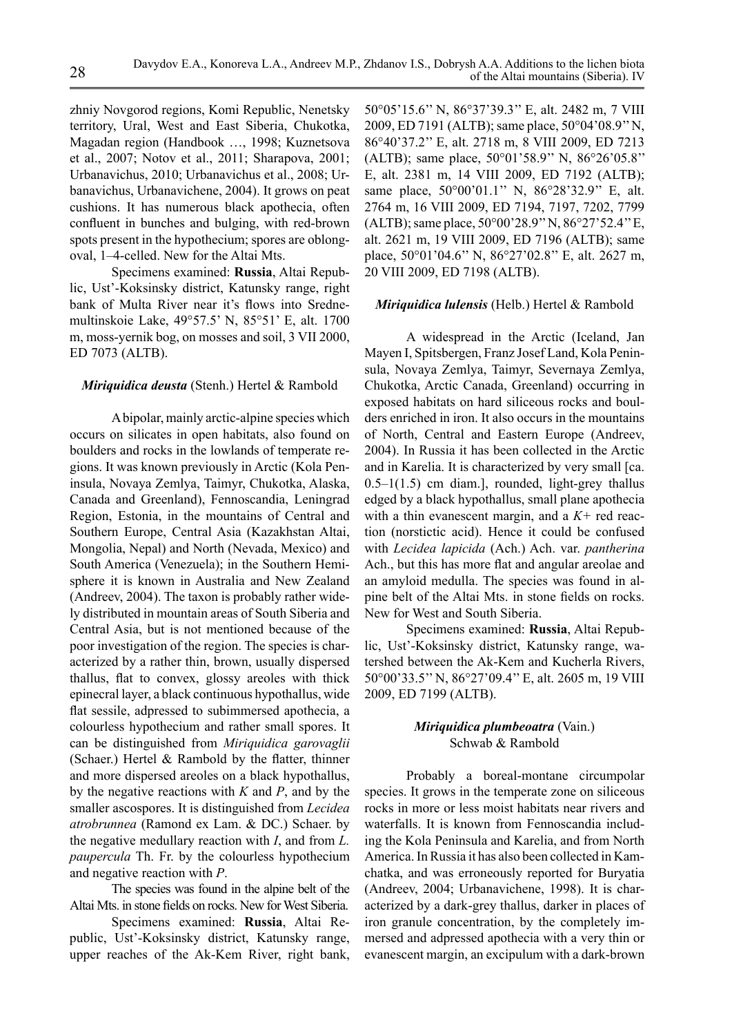zhniy Novgorod regions, Komi Republic, Nenetsky territory, Ural, West and East Siberia, Chukotka, Magadan region (Handbook …, 1998; Kuznetsova et al., 2007; Notov et al., 2011; Sharapova, 2001; Urbanavichus, 2010; Urbanavichus et al., 2008; Urbanavichus, Urbanavichene, 2004). It grows on peat cushions. It has numerous black apothecia, often confluent in bunches and bulging, with red-brown spots present in the hypothecium; spores are oblong-oval, 1–4-celled. New for the Altai Mts.

Specimens examined: **Russia**, Altai Republic, Ust'-Koksinsky district, Katunsky range, right bank of Multa River near it's flows into Srednemultinskoie Lake, 49°57.5' N, 85°51' E, alt. 1700 m, moss-yernik bog, on mosses and soil, 3 VII 2000, ED 7073 (ALTB).

### *Miriquidica deusta* (Stenh.) Hertel & Rambold

A bipolar, mainly arctic-alpine species which occurs on silicates in open habitats, also found on boulders and rocks in the lowlands of temperate regions. It was known previously in Arctic (Kola Peninsula, Novaya Zemlya, Taimyr, Chukotka, Alaska, Canada and Greenland), Fennoscandia, Leningrad Region, Estonia, in the mountains of Central and Southern Europe, Central Asia (Kazakhstan Altai, Mongolia, Nepal) and North (Nevada, Mexico) and South America (Venezuela); in the Southern Hemisphere it is known in Australia and New Zealand (Andreev, 2004). The taxon is probably rather widely distributed in mountain areas of South Siberia and Central Asia, but is not mentioned because of the poor investigation of the region. The species is characterized by a rather thin, brown, usually dispersed thallus, flat to convex, glossy areoles with thick epinecral layer, a black continuous hypothallus, wide flat sessile, adpressed to subimmersed apothecia, a colourless hypothecium and rather small spores. It can be distinguished from *Miriquidica garovaglii* (Schaer.) Hertel & Rambold by the flatter, thinner and more dispersed areoles on a black hypothallus, by the negative reactions with *K* and *P*, and by the smaller ascospores. It is distinguished from *Lecidea atrobrunnea* (Ramond ex Lam. & DC.) Schaer. by the negative medullary reaction with *I*, and from *L. paupercula* Th. Fr. by the colourless hypothecium and negative reaction with *P*.

The species was found in the alpine belt of the Altai Mts. in stone fields on rocks. New for West Siberia.

Specimens examined: **Russia**, Altai Republic, Ust'-Koksinsky district, Katunsky range, upper reaches of the Ak-Kem River, right bank, 50°05'15.6'' N, 86°37'39.3'' E, alt. 2482 m, 7 VIII 2009, ED 7191 (ALTB); same place, 50°04'08.9'' N, 86°40'37.2'' E, alt. 2718 m, 8 VIII 2009, ED 7213 (ALTB); same place, 50°01'58.9'' N, 86°26'05.8'' E, alt. 2381 m, 14 VIII 2009, ED 7192 (ALTB); same place, 50°00'01.1'' N, 86°28'32.9'' E, alt. 2764 m, 16 VIII 2009, ED 7194, 7197, 7202, 7799 (ALTB); same place, 50°00'28.9'' N, 86°27'52.4'' E, alt. 2621 m, 19 VIII 2009, ED 7196 (ALTB); same place, 50°01'04.6'' N, 86°27'02.8'' E, alt. 2627 m, 20 VIII 2009, ED 7198 (ALTB).

### *Miriquidica lulensis* (Helb.) Hertel & Rambold

A widespread in the Arctic (Iceland, Jan Mayen I, Spitsbergen, Franz Josef Land, Kola Peninsula, Novaya Zemlya, Taimyr, Severnaya Zemlya, Chukotka, Arctic Canada, Greenland) occurring in exposed habitats on hard siliceous rocks and boulders enriched in iron. It also occurs in the mountains of North, Central and Eastern Europe (Andreev, 2004). In Russia it has been collected in the Arctic and in Karelia. It is characterized by very small [ca. 0.5–1(1.5) cm diam.], rounded, light-grey thallus edged by a black hypothallus, small plane apothecia with a thin evanescent margin, and a *K*+ red reaction (norstictic acid). Hence it could be confused with *Lecidea lapicida* (Ach.) Ach. var. *pantherina* Ach., but this has more flat and angular areolae and an amyloid medulla. The species was found in alpine belt of the Altai Mts. in stone fields on rocks. New for West and South Siberia.

Specimens examined: **Russia**, Altai Republic, Ust'-Koksinsky district, Katunsky range, watershed between the Ak-Kem and Kucherla Rivers, 50°00'33.5'' N, 86°27'09.4'' E, alt. 2605 m, 19 VIII 2009, ED 7199 (ALTB).

### *Miriquidica plumbeoatra* (Vain.) Schwab & Rambold

Probably a boreal-montane circumpolar species. It grows in the temperate zone on siliceous rocks in more or less moist habitats near rivers and waterfalls. It is known from Fennoscandia including the Kola Peninsula and Karelia, and from North America. In Russia it has also been collected in Kamchatka, and was erroneously reported for Buryatia (Andreev, 2004; Urbanavichene, 1998). It is characterized by a dark-grey thallus, darker in places of iron granule concentration, by the completely immersed and adpressed apothecia with a very thin or evanescent margin, an excipulum with a dark-brown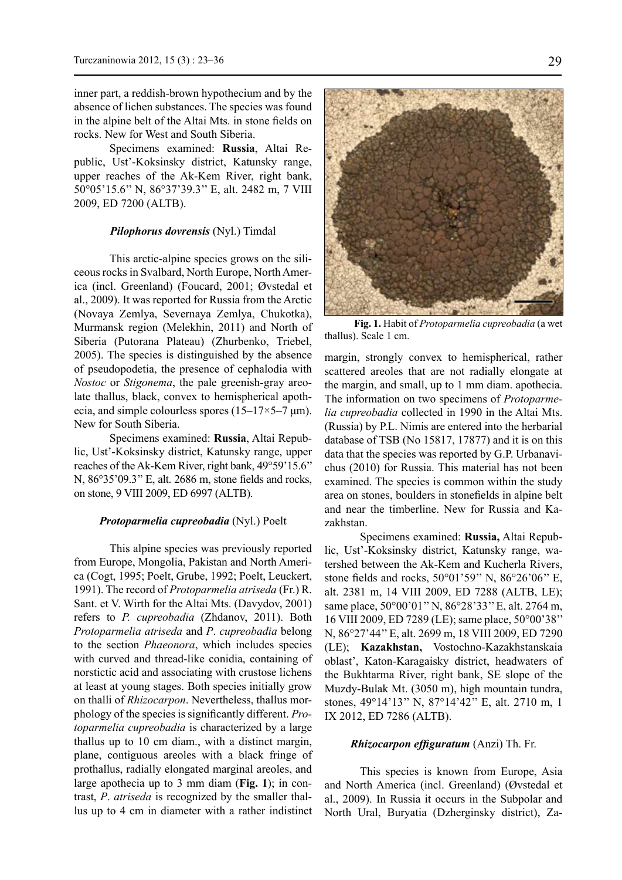inner part, a reddish-brown hypothecium and by the absence of lichen substances. The species was found in the alpine belt of the Altai Mts. in stone fields on rocks. New for West and South Siberia.

Specimens examined: **Russia**, Altai Republic, Ust'-Koksinsky district, Katunsky range, upper reaches of the Ak-Kem River, right bank, 50°05'15.6'' N, 86°37'39.3'' E, alt. 2482 m, 7 VIII 2009, ED 7200 (ALTB).

### *Pilophorus dovrensis* (Nyl.) Timdal

This arctic-alpine species grows on the siliceous rocks in Svalbard, North Europe, North America (incl. Greenland) (Foucard, 2001; Øvstedal et al., 2009). It was reported for Russia from the Arctic (Novaya Zemlya, Severnaya Zemlya, Chukotka), Murmansk region (Melekhin, 2011) and North of Siberia (Putorana Plateau) (Zhurbenko, Triebel, 2005). The species is distinguished by the absence of pseudopodetia, the presence of cephalodia with *Nostoc* or *Stigonema*, the pale greenish-gray areolate thallus, black, convex to hemispherical apothecia, and simple colourless spores (15–17×5–7 µm). New for South Siberia.

Specimens examined: **Russia**, Altai Republic, Ust'-Koksinsky district, Katunsky range, upper reaches of the Ak-Kem River, right bank, 49°59'15.6'' N, 86°35'09.3'' E, alt. 2686 m, stone fields and rocks, on stone, 9 VIII 2009, ED 6997 (ALTB).

### *Protoparmelia cupreobadia* (Nyl.) Poelt

This alpine species was previously reported from Europe, Mongolia, Pakistan and North America (Cogt, 1995; Poelt, Grube, 1992; Poelt, Leuckert, 1991). The record of *Protoparmelia atriseda* (Fr.) R. Sant. et V. Wirth for the Altai Mts. (Davydov, 2001) refers to *P. cupreobadia* (Zhdanov, 2011). Both *Protoparmelia atriseda* and *P. cupreobadia* belong to the section *Phaeonora*, which includes species with curved and thread-like conidia, containing of norstictic acid and associating with crustose lichens at least at young stages. Both species initially grow on thalli of *Rhizocarpon*. Nevertheless, thallus morphology of the species is significantly different. *Protoparmelia cupreobadia* is characterized by a large thallus up to 10 cm diam., with a distinct margin, plane, contiguous areoles with a black fringe of prothallus, radially elongated marginal areoles, and large apothecia up to 3 mm diam (**Fig. 1**); in contrast, *P. atriseda* is recognized by the smaller thallus up to 4 cm in diameter with a rather indistinct margin, strongly convex to hemispherical, rather scattered areoles that are not radially elongate at the margin, and small, up to 1 mm diam. apothecia. The information on two specimens of *Protoparmelia cupreobadia* collected in 1990 in the Altai Mts. (Russia) by P.L. Nimis are entered into the herbarial database of TSB (No 15817, 17877) and it is on this data that the species was reported by G.P. Urbanavichus (2010) for Russia. This material has not been examined. The species is common within the study area on stones, boulders in stonefields in alpine belt and near the timberline. New for Russia and Kazakhstan.

**Fig. 1.** Habit of *Protoparmelia cupreobadia* (a wet thallus). Scale 1 cm.

Specimens examined: **Russia,** Altai Republic, Ust'-Koksinsky district, Katunsky range, watershed between the Ak-Kem and Kucherla Rivers, stone fields and rocks, 50°01'59'' N, 86°26'06'' E, alt. 2381 m, 14 VIII 2009, ED 7288 (ALTB, LE); same place, 50°00'01'' N, 86°28'33'' E, alt. 2764 m, 16 VIII 2009, ED 7289 (LE); same place, 50°00'38'' N, 86°27'44'' E, alt. 2699 m, 18 VIII 2009, ED 7290 (LE); **Kazakhstan,** Vostochno-Kazakhstanskaia oblast', Katon-Karagaisky district, headwaters of the Bukhtarma River, right bank, SE slope of the Muzdy-Bulak Mt. (3050 m), high mountain tundra, stones, 49°14'13'' N, 87°14'42'' E, alt. 2710 m, 1 IX 2012, ED 7286 (ALTB).

### *Rhizocarpon effiguratum* (Anzi) Th. Fr.

This species is known from Europe, Asia and North America (incl. Greenland) (Øvstedal et al., 2009). In Russia it occurs in the Subpolar and North Ural, Buryatia (Dzherginsky district), Za-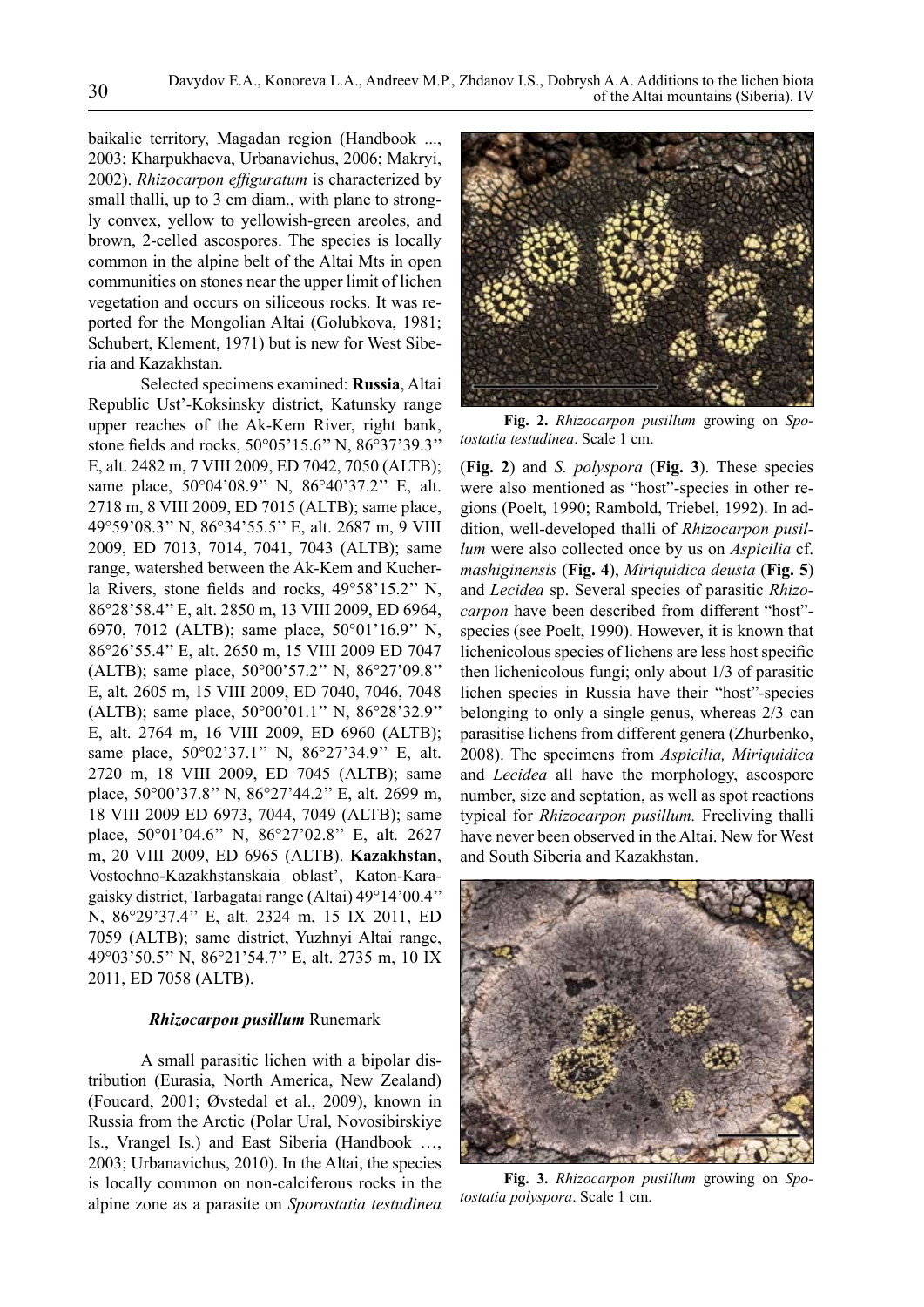baikalie territory, Magadan region (Handbook ..., 2003; Kharpukhaeva, Urbanavichus, 2006; Makryi, 2002). *Rhizocarpon effiguratum* is characterized by small thalli, up to 3 cm diam., with plane to strongly convex, yellow to yellowish-green areoles, and brown, 2-celled ascospores. The species is locally common in the alpine belt of the Altai Mts in open communities on stones near the upper limit of lichen vegetation and occurs on siliceous rocks. It was reported for the Mongolian Altai (Golubkova, 1981; Schubert, Klement, 1971) but is new for West Siberia and Kazakhstan.

Selected specimens examined: **Russia**, Altai Republic Ust'-Koksinsky district, Katunsky range upper reaches of the Ak-Kem River, right bank, stone fields and rocks, 50°05'15.6'' N, 86°37'39.3'' E, alt. 2482 m, 7 VIII 2009, ED 7042, 7050 (ALTB); same place, 50°04'08.9'' N, 86°40'37.2'' E, alt. 2718 m, 8 VIII 2009, ED 7015 (ALTB); same place, 49°59'08.3'' N, 86°34'55.5'' E, alt. 2687 m, 9 VIII 2009, ED 7013, 7014, 7041, 7043 (ALTB); same range, watershed between the Ak-Kem and Kucherla Rivers, stone fields and rocks, 49°58'15.2'' N, 86°28'58.4'' E, alt. 2850 m, 13 VIII 2009, ED 6964, 6970, 7012 (ALTB); same place, 50°01'16.9'' N, 86°26'55.4'' E, alt. 2650 m, 15 VIII 2009 ED 7047 (ALTB); same place, 50°00'57.2'' N, 86°27'09.8'' E, alt. 2605 m, 15 VIII 2009, ED 7040, 7046, 7048 (ALTB); same place, 50°00'01.1'' N, 86°28'32.9'' E, alt. 2764 m, 16 VIII 2009, ED 6960 (ALTB); same place, 50°02'37.1'' N, 86°27'34.9'' E, alt. 2720 m, 18 VIII 2009, ED 7045 (ALTB); same place, 50°00'37.8'' N, 86°27'44.2'' E, alt. 2699 m, 18 VIII 2009 ED 6973, 7044, 7049 (ALTB); same place, 50°01'04.6'' N, 86°27'02.8'' E, alt. 2627 m, 20 VIII 2009, ED 6965 (ALTB). **Kazakhstan**, Vostochno-Kazakhstanskaia oblast', Katon-Karagaisky district, Tarbagatai range (Altai) 49°14'00.4'' N, 86°29'37.4'' E, alt. 2324 m, 15 IX 2011, ED 7059 (ALTB); same district, Yuzhnyi Altai range, 49°03'50.5'' N, 86°21'54.7'' E, alt. 2735 m, 10 IX 2011, ED 7058 (ALTB).

### *Rhizocarpon pusillum* Runemark

A small parasitic lichen with a bipolar distribution (Eurasia, North America, New Zealand) (Foucard, 2001; Øvstedal et al., 2009), known in Russia from the Arctic (Polar Ural, Novosibirskiye Is., Vrangel Is.) and East Siberia (Handbook …, 2003; Urbanavichus, 2010). In the Altai, the species is locally common on non-calciferous rocks in the alpine zone as a parasite on *Sporostatia testudinea* (**Fig. 2**) and *S. polyspora* (**Fig. 3**). These species were also mentioned as "host"-species in other regions (Poelt, 1990; Rambold, Triebel, 1992). In addition, well-developed thalli of *Rhizocarpon pusillum* were also collected once by us on *Aspicilia* cf. *mashiginensis* (**Fig. 4**), *Miriquidica deusta* (**Fig. 5**) and *Lecidea* sp. Several species of parasitic *Rhizocarpon* have been described from different "host"-species (see Poelt, 1990). However, it is known that lichenicolous species of lichens are less host specific then lichenicolous fungi; only about 1/3 of parasitic lichen species in Russia have their "host"-species belonging to only a single genus, whereas 2/3 can parasitise lichens from different genera (Zhurbenko, 2008). The specimens from *Aspicilia, Miriquidica* and *Lecidea* all have the morphology, ascospore number, size and septation, as well as spot reactions typical for *Rhizocarpon pusillum.* Freeliving thalli have never been observed in the Altai. New for West and South Siberia and Kazakhstan.

**Fig. 2.** *Rhizocarpon pusillum* growing on *Sporostatia testudinea*. Scale 1 cm.

**Fig. 3.** *Rhizocarpon pusillum* growing on *Sporostatia polyspora*. Scale 1 cm.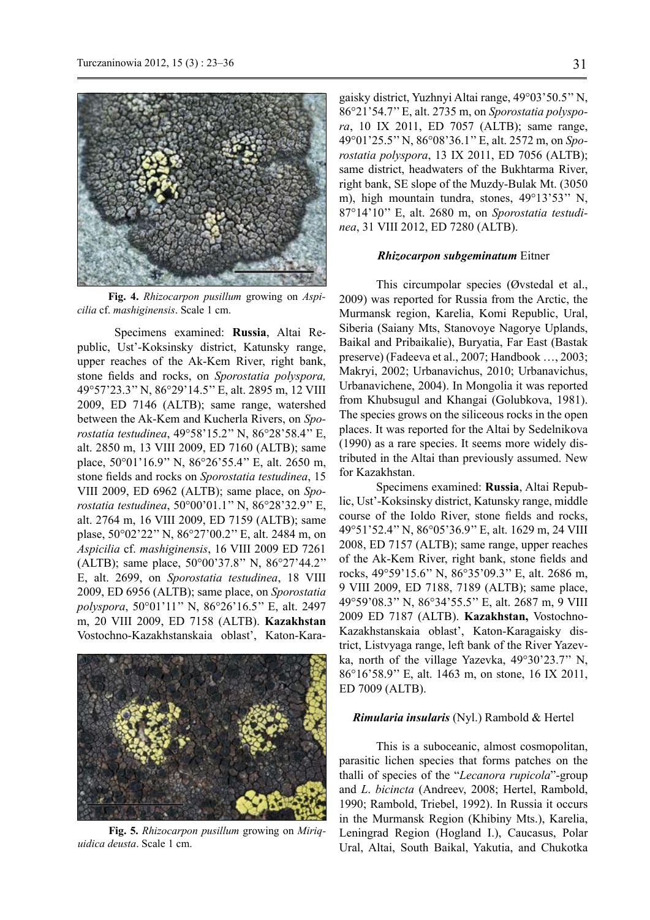Fig. 4. *Rhizocarpon pusillum* growing on *Aspicilia* cf. *mashiginensis*. Scale 1 cm.

Specimens examined: **Russia**, Altai Republic, Ust'-Koksinsky district, Katunsky range, upper reaches of the Ak-Kem River, right bank, stone fields and rocks, on *Sporostatia polyspora,* 49°57'23.3'' N, 86°29'14.5'' E, alt. 2895 m, 12 VIII 2009, ED 7146 (ALTB); same range, watershed between the Ak-Kem and Kucherla Rivers, on *Sporostatia testudinea*, 49°58'15.2'' N, 86°28'58.4'' E, alt. 2850 m, 13 VIII 2009, ED 7160 (ALTB); same place, 50°01'16.9'' N, 86°26'55.4'' E, alt. 2650 m, stone fields and rocks on *Sporostatia testudinea*, 15 VIII 2009, ED 6962 (ALTB); same place, on *Sporostatia testudinea*, 50°00'01.1'' N, 86°28'32.9'' E, alt. 2764 m, 16 VIII 2009, ED 7159 (ALTB); same plase, 50°02'22'' N, 86°27'00.2'' E, alt. 2484 m, on *Aspicilia* cf. *mashiginensis*, 16 VIII 2009 ED 7261 (ALTB); same place, 50°00'37.8'' N, 86°27'44.2'' E, alt. 2699, on *Sporostatia testudinea*, 18 VIII 2009, ED 6956 (ALTB); same place, on *Sporostatia polyspora*, 50°01'11'' N, 86°26'16.5'' E, alt. 2497 m, 20 VIII 2009, ED 7158 (ALTB). **Kazakhstan** Vostochno-Kazakhstanskaia oblast', Katon-Karagaisky district, Yuzhnyi Altai range, 49°03'50.5'' N, 86°21'54.7'' E, alt. 2735 m, on *Sporostatia polyspora*, 10 IX 2011, ED 7057 (ALTB); same range, 49°01'25.5'' N, 86°08'36.1'' E, alt. 2572 m, on *Sporostatia polyspora*, 13 IX 2011, ED 7056 (ALTB); same district, headwaters of the Bukhtarma River, right bank, SE slope of the Muzdy-Bulak Mt. (3050 m), high mountain tundra, stones, 49°13'53'' N, 87°14'10'' E, alt. 2680 m, on *Sporostatia testudinea*, 31 VIII 2012, ED 7280 (ALTB).

Fig. 5. *Rhizocarpon pusillum* growing on *Miriquidica deusta*. Scale 1 cm.

### *Rhizocarpon subgeminatum* Eitner

This circumpolar species (Øvstedal et al., 2009) was reported for Russia from the Arctic, the Murmansk region, Karelia, Komi Republic, Ural, Siberia (Saiany Mts, Stanovoye Nagorye Uplands, Baikal and Pribaikalie), Buryatia, Far East (Bastak preserve) (Fadeeva et al., 2007; Handbook …, 2003; Makryi, 2002; Urbanavichus, 2010; Urbanavichus, Urbanavichene, 2004). In Mongolia it was reported from Khubsugul and Khangai (Golubkova, 1981). The species grows on the siliceous rocks in the open places. It was reported for the Altai by Sedelnikova (1990) as a rare species. It seems more widely distributed in the Altai than previously assumed. New for Kazakhstan.

Specimens examined: **Russia**, Altai Republic, Ust'-Koksinsky district, Katunsky range, middle course of the Ioldo River, stone fields and rocks, 49°51'52.4'' N, 86°05'36.9'' E, alt. 1629 m, 24 VIII 2008, ED 7157 (ALTB); same range, upper reaches of the Ak-Kem River, right bank, stone fields and rocks, 49°59'15.6'' N, 86°35'09.3'' E, alt. 2686 m, 9 VIII 2009, ED 7188, 7189 (ALTB); same place, 49°59'08.3'' N, 86°34'55.5'' E, alt. 2687 m, 9 VIII 2009 ED 7187 (ALTB). **Kazakhstan,** Vostochno-Kazakhstanskaia oblast', Katon-Karagaisky district, Listvyaga range, left bank of the River Yazevka, north of the village Yazevka, 49°30'23.7'' N, 86°16'58.9'' E, alt. 1463 m, on stone, 16 IX 2011, ED 7009 (ALTB).

### *Rimularia insularis* (Nyl.) Rambold & Hertel

This is a suboceanic, almost cosmopolitan, parasitic lichen species that forms patches on the thalli of species of the "*Lecanora rupicola*"-group and *L. bicincta* (Andreev, 2008; Hertel, Rambold, 1990; Rambold, Triebel, 1992). In Russia it occurs in the Murmansk Region (Khibiny Mts.), Karelia, Leningrad Region (Hogland I.), Caucasus, Polar Ural, Altai, South Baikal, Yakutia, and Chukotka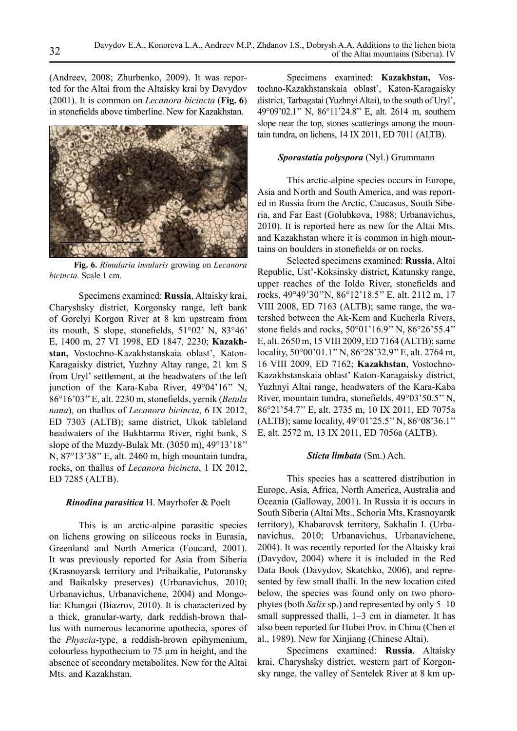(Andreev, 2008; Zhurbenko, 2009). It was reported for the Altai from the Altaisky krai by Davydov (2001). It is common on *Lecanora bicincta* (**Fig. 6**) in stonefields above timberline. New for Kazakhstan.

**Fig. 6.** *Rimularia insularis* growing on *Lecanora bicincta.* Scale 1 cm.

Specimens examined: **Russia**, Altaisky krai, Charyshsky district, Korgonsky range, left bank of Gorelyi Korgon River at 8 km upstream from its mouth, S slope, stonefields, 51°02' N, 83°46' E, 1400 m, 27 VI 1998, ED 1847, 2230; **Kazakhstan,** Vostochno-Kazakhstanskaia oblast', Katon-Karagaisky district, Yuzhny Altay range, 21 km S from Uryl' settlement, at the headwaters of the left junction of the Kara-Kaba River, 49°04'16'' N, 86°16'03'' E, alt. 2230 m, stonefields, yernik (*Betula nana*), on thallus of *Lecanora bicincta*, 6 IX 2012, ED 7303 (ALTB); same district, Ukok tableland headwaters of the Bukhtarma River, right bank, S slope of the Muzdy-Bulak Mt. (3050 m), 49°13'18'' N, 87°13'38'' E, alt. 2460 m, high mountain tundra, rocks, on thallus of *Lecanora bicincta*, 1 IX 2012, ED 7285 (ALTB).

### *Rinodina parasitica* H. Mayrhofer & Poelt

This is an arctic-alpine parasitic species on lichens growing on siliceous rocks in Eurasia, Greenland and North America (Foucard, 2001). It was previously reported for Asia from Siberia (Krasnoyarsk territory and Pribaikalie, Putoransky and Baikalsky preserves) (Urbanavichus, 2010; Urbanavichus, Urbanavichene, 2004) and Mongolia: Khangai (Biazrov, 2010). It is characterized by a thick, granular-warty, dark reddish-brown thallus with numerous lecanorine apothecia, spores of the *Physcia*-type, a reddish-brown epihymenium, colourless hypothecium to 75 µm in height, and the absence of secondary metabolites. New for the Altai Mts. and Kazakhstan.

Specimens examined: **Kazakhstan,** Vostochno-Kazakhstanskaia oblast', Katon-Karagaisky district, Tarbagatai (Yuzhnyi Altai), to the south of Uryl', 49°09'02.1'' N, 86°11'24.8'' E, alt. 2614 m, southern slope near the top, stones scatterings among the mountain tundra, on lichens, 14 IX 2011, ED 7011 (ALTB).

### *Sporastatia polyspora* (Nyl.) Grummann

This arctic-alpine species occurs in Europe, Asia and North and South America, and was reported in Russia from the Arctic, Caucasus, South Siberia, and Far East (Golubkova, 1988; Urbanavichus, 2010). It is reported here as new for the Altai Mts. and Kazakhstan where it is common in high mountains on boulders in stonefields or on rocks.

Selected specimens examined: **Russia**, Altai Republic, Ust'-Koksinsky district, Katunsky range, upper reaches of the Ioldo River, stonefields and rocks, 49°49'30''N, 86°12'18.5'' E, alt. 2112 m, 17 VIII 2008, ED 7163 (ALTB); same range, the watershed between the Ak-Kem and Kucherla Rivers, stone fields and rocks, 50°01'16.9'' N, 86°26'55.4'' E, alt. 2650 m, 15 VIII 2009, ED 7164 (ALTB); same locality, 50°00'01.1'' N, 86°28'32.9'' E, alt. 2764 m, 16 VIII 2009, ED 7162; **Kazakhstan**, Vostochno-Kazakhstanskaia oblast' Katon-Karagaisky district, Yuzhnyi Altai range, headwaters of the Kara-Kaba River, mountain tundra, stonefields, 49°03'50.5'' N, 86°21'54.7'' E, alt. 2735 m, 10 IX 2011, ED 7075a (ALTB); same locality, 49°01'25.5'' N, 86°08'36.1'' E, alt. 2572 m, 13 IX 2011, ED 7056a (ALTB).

### *Sticta limbata* (Sm.) Ach.

This species has a scattered distribution in Europe, Asia, Africa, North America, Australia and Oceania (Galloway, 2001). In Russia it is occurs in South Siberia (Altai Mts., Schoria Mts, Krasnoyarsk territory), Khabarovsk territory, Sakhalin I. (Urbanavichus, 2010; Urbanavichus, Urbanavichene, 2004). It was recently reported for the Altaisky krai (Davydov, 2004) where it is included in the Red Data Book (Davydov, Skatchko, 2006), and represented by few small thalli. In the new location cited below, the species was found only on two phorophytes (both *Salix* sp.) and represented by only 5–10 small suppressed thalli, 1–3 cm in diameter. It has also been reported for Hubei Prov. in China (Chen et al., 1989). New for Xinjiang (Chinese Altai).

Specimens examined: **Russia**, Altaisky krai, Charyshsky district, western part of Korgonsky range, the valley of Sentelek River at 8 km up-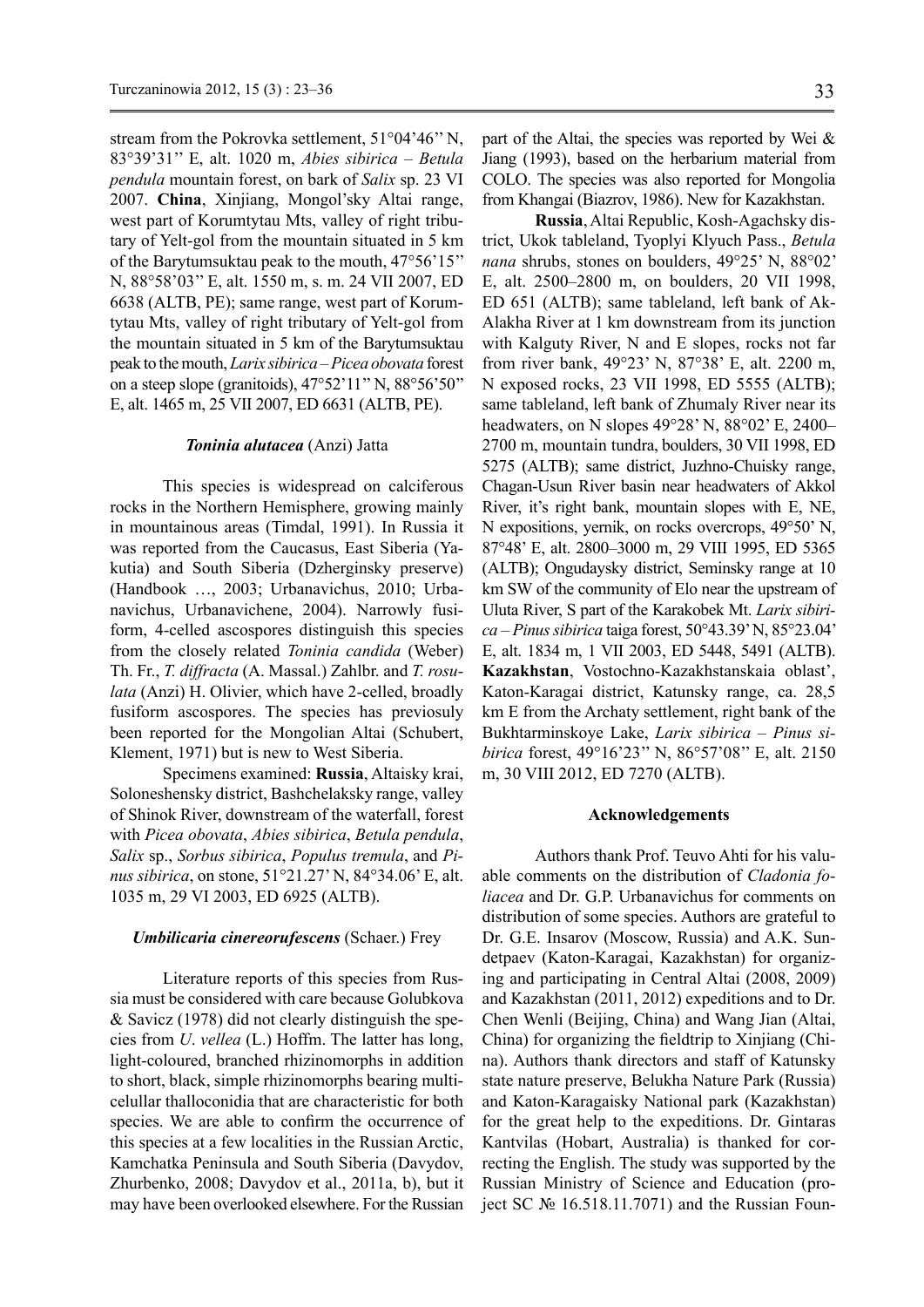stream from the Pokrovka settlement, 51°04'46'' N, 83°39'31'' E, alt. 1020 m, *Abies sibirica – Betula pendula* mountain forest, on bark of *Salix* sp. 23 VI 2007. **China**, Xinjiang, Mongol'sky Altai range, west part of Korumtytau Mts, valley of right tributary of Yelt-gol from the mountain situated in 5 km of the Barytumsuktau peak to the mouth, 47°56'15'' N, 88°58'03'' E, alt. 1550 m, s. m. 24 VII 2007, ED 6638 (ALTB, PE); same range, west part of Korumtytau Mts, valley of right tributary of Yelt-gol from the mountain situated in 5 km of the Barytumsuktau peak to the mouth, *Larix sibirica – Picea obovata* forest on a steep slope (granitoids), 47°52'11'' N, 88°56'50'' E, alt. 1465 m, 25 VII 2007, ED 6631 (ALTB, PE).

### *Toninia alutacea* (Anzi) Jatta

This species is widespread on calciferous rocks in the Northern Hemisphere, growing mainly in mountainous areas (Timdal, 1991). In Russia it was reported from the Caucasus, East Siberia (Yakutia) and South Siberia (Dzherginsky preserve) (Handbook …, 2003; Urbanavichus, 2010; Urbanavichus, Urbanavichene, 2004). Narrowly fusiform, 4-celled ascospores distinguish this species from the closely related *Toninia candida* (Weber) Th. Fr., *T. diffracta* (A. Massal.) Zahlbr. and *T. rosulata* (Anzi) H. Olivier, which have 2-celled, broadly fusiform ascospores. The species has previously been reported for the Mongolian Altai (Schubert, Klement, 1971) but is new to West Siberia.

Specimens examined: **Russia**, Altaisky krai, Soloneshensky district, Bashchelaksky range, valley of Shinok River, downstream of the waterfall, forest with *Picea obovata*, *Abies sibirica*, *Betula pendula*, *Salix* sp., *Sorbus sibirica*, *Populus tremula*, and *Pinus sibirica*, on stone, 51°21.27' N, 84°34.06' E, alt. 1035 m, 29 VI 2003, ED 6925 (ALTB).

### *Umbilicaria cinereorufescens* (Schaer.) Frey

Literature reports of this species from Russia must be considered with care because Golubkova & Savicz (1978) did not clearly distinguish the species from *U. vellea* (L.) Hoffm. The latter has long, light-coloured, branched rhizinomorphs in addition to short, black, simple rhizinomorphs bearing multicelullar thalloconidia that are characteristic for both species. We are able to confirm the occurrence of this species at a few localities in the Russian Arctic, Kamchatka Peninsula and South Siberia (Davydov, Zhurbenko, 2008; Davydov et al., 2011a, b), but it may have been overlooked elsewhere. For the Russian part of the Altai, the species was reported by Wei & Jiang (1993), based on the herbarium material from COLO. The species was also reported for Mongolia from Khangai (Biazrov, 1986). New for Kazakhstan.

**Russia**, Altai Republic, Kosh-Agachsky district, Ukok tableland, Tyoplyi Klyuch Pass., *Betula nana* shrubs, stones on boulders, 49°25' N, 88°02' E, alt. 2500–2800 m, on boulders, 20 VII 1998, ED 651 (ALTB); same tableland, left bank of Ak-Alakha River at 1 km downstream from its junction with Kalguty River, N and E slopes, rocks not far from river bank, 49°23' N, 87°38' E, alt. 2200 m, N exposed rocks, 23 VII 1998, ED 5555 (ALTB); same tableland, left bank of Zhumaly River near its headwaters, on N slopes 49°28' N, 88°02' E, 2400–2700 m, mountain tundra, boulders, 30 VII 1998, ED 5275 (ALTB); same district, Juzhno-Chuisky range, Chagan-Usun River basin near headwaters of Akkol River, it's right bank, mountain slopes with E, NE, N expositions, yernik, on rocks overcrops, 49°50' N, 87°48' E, alt. 2800–3000 m, 29 VIII 1995, ED 5365 (ALTB); Ongudaysky district, Seminsky range at 10 km SW of the community of Elo near the upstream of Uluta River, S part of the Karakobek Mt. *Larix sibirica – Pinus sibirica* taiga forest, 50°43.39' N, 85°23.04' E, alt. 1834 m, 1 VII 2003, ED 5448, 5491 (ALTB). **Kazakhstan**, Vostochno-Kazakhstanskaia oblast', Katon-Karagai district, Katunsky range, ca. 28,5 km E from the Archaty settlement, right bank of the Bukhtarminskoye Lake, *Larix sibirica – Pinus sibirica* forest, 49°16'23'' N, 86°57'08'' E, alt. 2150 m, 30 VIII 2012, ED 7270 (ALTB).

## Acknowledgements

Authors thank Prof. Teuvo Ahti for his valuable comments on the distribution of *Cladonia foliacea* and Dr. G.P. Urbanavichus for comments on distribution of some species. Authors are grateful to Dr. G.E. Insarov (Moscow, Russia) and A.K. Sundetpaev (Katon-Karagai, Kazakhstan) for organizing and participating in Central Altai (2008, 2009) and Kazakhstan (2011, 2012) expeditions and to Dr. Chen Wenli (Beijing, China) and Wang Jian (Altai, China) for organizing the fieldtrip to Xinjiang (China). Authors thank directors and staff of Katunsky state nature preserve, Belukha Nature Park (Russia) and Katon-Karagaisky National park (Kazakhstan) for the great help to the expeditions. Dr. Gintaras Kantvilas (Hobart, Australia) is thanked for correcting the English. The study was supported by the Russian Ministry of Science and Education (project SC № 16.518.11.7071) and the Russian Foun-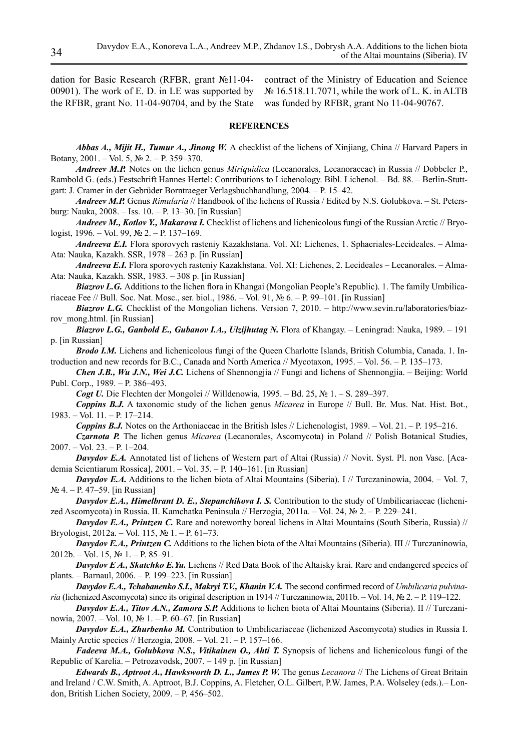dation for Basic Research (RFBR, grant №11-04-00901). The work of E. D. in LE was supported by the RFBR, grant No. 11-04-90704, and by the State contract of the Ministry of Education and Science № 16.518.11.7071, while the work of L. K. in ALTB was funded by RFBR, grant No 11-04-90767.

## REFERENCES

***Abbas A., Mijit H., Tumur A., Jinong W.*** A checklist of the lichens of Xinjiang, China // Harvard Papers in Botany, 2001. – Vol. 5, № 2. – P. 359–370.

***Andreev M.P.*** Notes on the lichen genus *Miriquidica* (Lecanorales, Lecanoraceae) in Russia // Dobbeler P., Rambold G. (eds.) Festschrift Hannes Hertel: Contributions to Lichenology. Bibl. Lichenol. – Bd. 88. – Berlin-Stuttgart: J. Cramer in der Gebrüder Borntraeger Verlagsbuchhandlung, 2004. – P. 15–42.

***Andreev M.P.*** Genus *Rimularia* // Handbook of the lichens of Russia / Edited by N.S. Golubkova. – St. Petersburg: Nauka, 2008. – Iss. 10. – P. 13–30. [in Russian]

***Andreev M., Kotlov Y., Makarova I.*** Checklist of lichens and lichenicolous fungi of the Russian Arctic // Bryologist, 1996. – Vol. 99, № 2. – P. 137–169.

***Andreeva E.I.*** Flora sporovych rasteniy Kazakhstana. Vol. XI: Lichenes, 1. Sphaeriales-Lecideales. – Alma-Ata: Nauka, Kazakh. SSR, 1978 – 263 p. [in Russian]

***Andreeva E.I.*** Flora sporovych rasteniy Kazakhstana. Vol. XI: Lichenes, 2. Lecideales – Lecanorales. – Alma-Ata: Nauka, Kazakh. SSR, 1983. – 308 p. [in Russian]

***Biazrov L.G.*** Additions to the lichen flora in Khangai (Mongolian People's Republic). 1. The family Umbilicariaceae Fee // Bull. Soc. Nat. Mosc., ser. biol., 1986. – Vol. 91, № 6. – P. 99–101. [in Russian]

***Biazrov L.G.*** Checklist of the Mongolian lichens. Version 7, 2010. – http://www.sevin.ru/laboratories/biazrov_mong.html. [in Russian]

***Biazrov L.G., Ganbold E., Gubanov I.A., Ulzijhutag N.*** Flora of Khangay. – Leningrad: Nauka, 1989. – 191 p. [in Russian]

***Brodo I.M.*** Lichens and lichenicolous fungi of the Queen Charlotte Islands, British Columbia, Canada. 1. Introduction and new records for B.C., Canada and North America // Mycotaxon, 1995. – Vol. 56. – P. 135–173.

***Chen J.B., Wu J.N., Wei J.C.*** Lichens of Shennongjia // Fungi and lichens of Shennongjia. – Beijing: World Publ. Corp., 1989. – P. 386–493.

***Cogt U.*** Die Flechten der Mongolei // Willdenowia, 1995. – Bd. 25, № 1. – S. 289–397.

***Coppins B.J.*** A taxonomic study of the lichen genus *Micarea* in Europe // Bull. Br. Mus. Nat. Hist. Bot., 1983. – Vol. 11. – P. 17–214.

***Coppins B.J.*** Notes on the Arthoniaceae in the British Isles // Lichenologist, 1989. – Vol. 21. – P. 195–216.

***Czarnota P.*** The lichen genus *Micarea* (Lecanorales, Ascomycota) in Poland // Polish Botanical Studies, 2007. – Vol. 23. – P. 1–204.

***Davydov E.A.*** Annotated list of lichens of Western part of Altai (Russia) // Novit. Syst. Pl. non Vasc. [Academia Scientiarum Rossica], 2001. – Vol. 35. – P. 140–161. [in Russian]

***Davydov E.A.*** Additions to the lichen biota of Altai Mountains (Siberia). I // Turczaninowia, 2004. – Vol. 7, № 4. – P. 47–59. [in Russian]

***Davydov E.A., Himelbrant D. E., Stepanchikova I. S.*** Contribution to the study of Umbilicariaceae (lichenized Ascomycota) in Russia. II. Kamchatka Peninsula // Herzogia, 2011a. – Vol. 24, № 2. – P. 229–241.

***Davydov E.A., Printzen C.*** Rare and noteworthy boreal lichens in Altai Mountains (South Siberia, Russia) // Bryologist, 2012a. – Vol. 115, № 1. – P. 61–73.

***Davydov E.A., Printzen C.*** Additions to the lichen biota of the Altai Mountains (Siberia). III // Turczaninowia, 2012b. – Vol. 15, № 1. – P. 85–91.

***Davydov E A., Skatchko E.Yu.*** Lichens // Red Data Book of the Altaisky krai. Rare and endangered species of plants. – Barnaul, 2006. – P. 199–223. [in Russian]

***Davydov E.A., Tchabanenko S.I., Makryi T.V., Khanin V.A.*** The second confirmed record of *Umbilicaria pulvinaria* (lichenized Ascomycota) since its original description in 1914 // Turczaninowia, 2011b. – Vol. 14, № 2. – P. 119–122.

***Davydov E.A., Titov A.N., Zamora S.P.*** Additions to lichen biota of Altai Mountains (Siberia). II // Turczaninowia, 2007. – Vol. 10, № 1. – P. 60–67. [in Russian]

***Davydov E.A., Zhurbenko M.*** Contribution to Umbilicariaceae (lichenized Ascomycota) studies in Russia I. Mainly Arctic species // Herzogia, 2008. – Vol. 21. – P. 157–166.

***Fadeeva M.A., Golubkova N.S., Vitikainen O., Ahti T.*** Synopsis of lichens and lichenicolous fungi of the Republic of Karelia. – Petrozavodsk, 2007. – 149 p. [in Russian]

***Edwards B., Aptroot A., Hawksworth D. L., James P. W.*** The genus *Lecanora* // The Lichens of Great Britain and Ireland / C.W. Smith, A. Aptroot, B.J. Coppins, A. Fletcher, O.L. Gilbert, P.W. James, P.A. Wolseley (eds.).– London, British Lichen Society, 2009. – P. 456–502.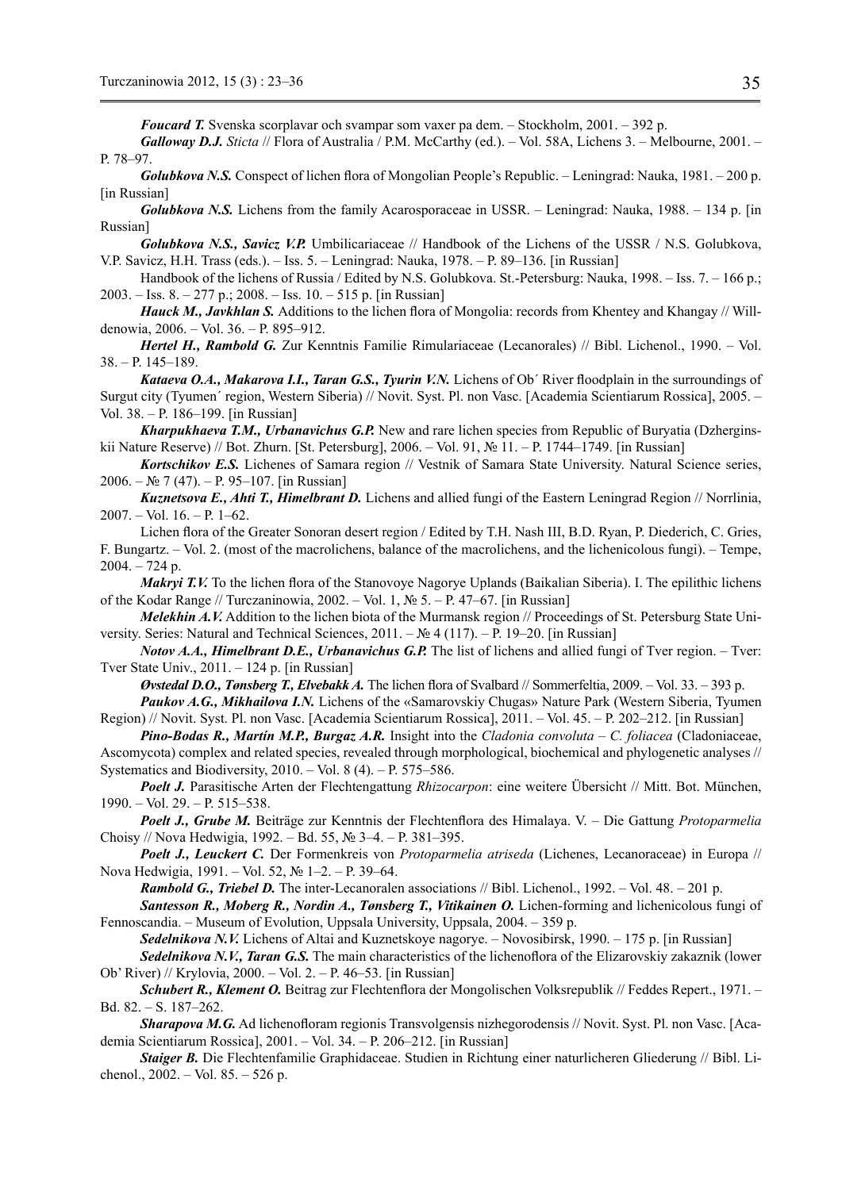***Foucard T.*** Svenska scorplavar och svampar som vaxer pa dem. – Stockholm, 2001. – 392 p.

***Galloway D.J.*** *Sticta* // Flora of Australia / P.M. McCarthy (ed.). – Vol. 58A, Lichens 3. – Melbourne, 2001. – P. 78–97.

***Golubkova N.S.*** Conspect of lichen flora of Mongolian People's Republic. – Leningrad: Nauka, 1981. – 200 p. [in Russian]

***Golubkova N.S.*** Lichens from the family Acarosporaceae in USSR. – Leningrad: Nauka, 1988. – 134 p. [in Russian]

***Golubkova N.S., Savicz V.P.*** Umbilicariaceae // Handbook of the Lichens of the USSR / N.S. Golubkova, V.P. Savicz, H.H. Trass (eds.). – Iss. 5. – Leningrad: Nauka, 1978. – P. 89–136. [in Russian]

Handbook of the lichens of Russia / Edited by N.S. Golubkova. St.-Petersburg: Nauka, 1998. – Iss. 7. – 166 p.; 2003. – Iss. 8. – 277 p.; 2008. – Iss. 10. – 515 p. [in Russian]

***Hauck M., Javkhlan S.*** Additions to the lichen flora of Mongolia: records from Khentey and Khangay // Willdenowia, 2006. – Vol. 36. – P. 895–912.

***Hertel H., Rambold G.*** Zur Kenntnis Familie Rimulariaceae (Lecanorales) // Bibl. Lichenol., 1990. – Vol. 38. – P. 145–189.

***Kataeva O.A., Makarova I.I., Taran G.S., Tyurin V.N.*** Lichens of Ob´ River floodplain in the surroundings of Surgut city (Tyumen´ region, Western Siberia) // Novit. Syst. Pl. non Vasc. [Academia Scientiarum Rossica], 2005. – Vol. 38. – P. 186–199. [in Russian]

***Kharpukhaeva T.M., Urbanavichus G.P.*** New and rare lichen species from Republic of Buryatia (Dzherginskii Nature Reserve) // Bot. Zhurn. [St. Petersburg], 2006. – Vol. 91, № 11. – P. 1744–1749. [in Russian]

***Kortschikov E.S.*** Lichenes of Samara region // Vestnik of Samara State University. Natural Science series, 2006. – № 7 (47). – P. 95–107. [in Russian]

***Kuznetsova E., Ahti T., Himelbrant D.*** Lichens and allied fungi of the Eastern Leningrad Region // Norrlinia, 2007. – Vol. 16. – P. 1–62.

Lichen flora of the Greater Sonoran desert region / Edited by T.H. Nash III, B.D. Ryan, P. Diederich, C. Gries, F. Bungartz. – Vol. 2. (most of the macrolichens, balance of the macrolichens, and the lichenicolous fungi). – Tempe, 2004. – 724 p.

***Makryi T.V.*** To the lichen flora of the Stanovoye Nagorye Uplands (Baikalian Siberia). I. The epilithic lichens of the Kodar Range // Turczaninowia, 2002. – Vol. 1, № 5. – P. 47–67. [in Russian]

***Melekhin A.V.*** Addition to the lichen biota of the Murmansk region // Proceedings of St. Petersburg State University. Series: Natural and Technical Sciences, 2011. – № 4 (117). – P. 19–20. [in Russian]

***Notov A.A., Himelbrant D.E., Urbanavichus G.P.*** The list of lichens and allied fungi of Tver region. – Tver: Tver State Univ., 2011. – 124 p. [in Russian]

***Øvstedal D.O., Tønsberg T., Elvebakk A.*** The lichen flora of Svalbard // Sommerfeltia, 2009. – Vol. 33. – 393 p.

***Paukov A.G., Mikhailova I.N.*** Lichens of the «Samarovskiy Chugas» Nature Park (Western Siberia, Tyumen Region) // Novit. Syst. Pl. non Vasc. [Academia Scientiarum Rossica], 2011. – Vol. 45. – P. 202–212. [in Russian]

***Pino-Bodas R., Martín M.P., Burgaz A.R.*** Insight into the *Cladonia convoluta – C. foliacea* (Cladoniaceae, Ascomycota) complex and related species, revealed through morphological, biochemical and phylogenetic analyses // Systematics and Biodiversity, 2010. – Vol. 8 (4). – P. 575–586.

***Poelt J.*** Parasitische Arten der Flechtengattung *Rhizocarpon*: eine weitere Übersicht // Mitt. Bot. München, 1990. – Vol. 29. – P. 515–538.

***Poelt J., Grube M.*** Beiträge zur Kenntnis der Flechtenflora des Himalaya. V. – Die Gattung *Protoparmelia* Choisy // Nova Hedwigia, 1992. – Bd. 55, № 3–4. – P. 381–395.

***Poelt J., Leuckert C.*** Der Formenkreis von *Protoparmelia atriseda* (Lichenes, Lecanoraceae) in Europa // Nova Hedwigia, 1991. – Vol. 52, № 1–2. – P. 39–64.

***Rambold G., Triebel D.*** The inter-Lecanoralen associations // Bibl. Lichenol., 1992. – Vol. 48. – 201 p.

***Santesson R., Moberg R., Nordin A., Tønsberg T., Vitikainen O.*** Lichen-forming and lichenicolous fungi of Fennoscandia. – Museum of Evolution, Uppsala University, Uppsala, 2004. – 359 p.

***Sedelnikova N.V.*** Lichens of Altai and Kuznetskoye nagorye. – Novosibirsk, 1990. – 175 p. [in Russian]

***Sedelnikova N.V., Taran G.S.*** The main characteristics of the lichenoflora of the Elizarovskiy zakaznik (lower Ob' River) // Krylovia, 2000. – Vol. 2. – P. 46–53. [in Russian]

***Schubert R., Klement O.*** Beitrag zur Flechtenflora der Mongolischen Volksrepublik // Feddes Repert., 1971. – Bd. 82. – S. 187–262.

***Sharapova M.G.*** Ad lichenofloram regionis Transvolgensis nizhegorodensis // Novit. Syst. Pl. non Vasc. [Academia Scientiarum Rossica], 2001. – Vol. 34. – P. 206–212. [in Russian]

***Staiger B.*** Die Flechtenfamilie Graphidaceae. Studien in Richtung einer naturlicheren Gliederung // Bibl. Lichenol., 2002. – Vol. 85. – 526 p.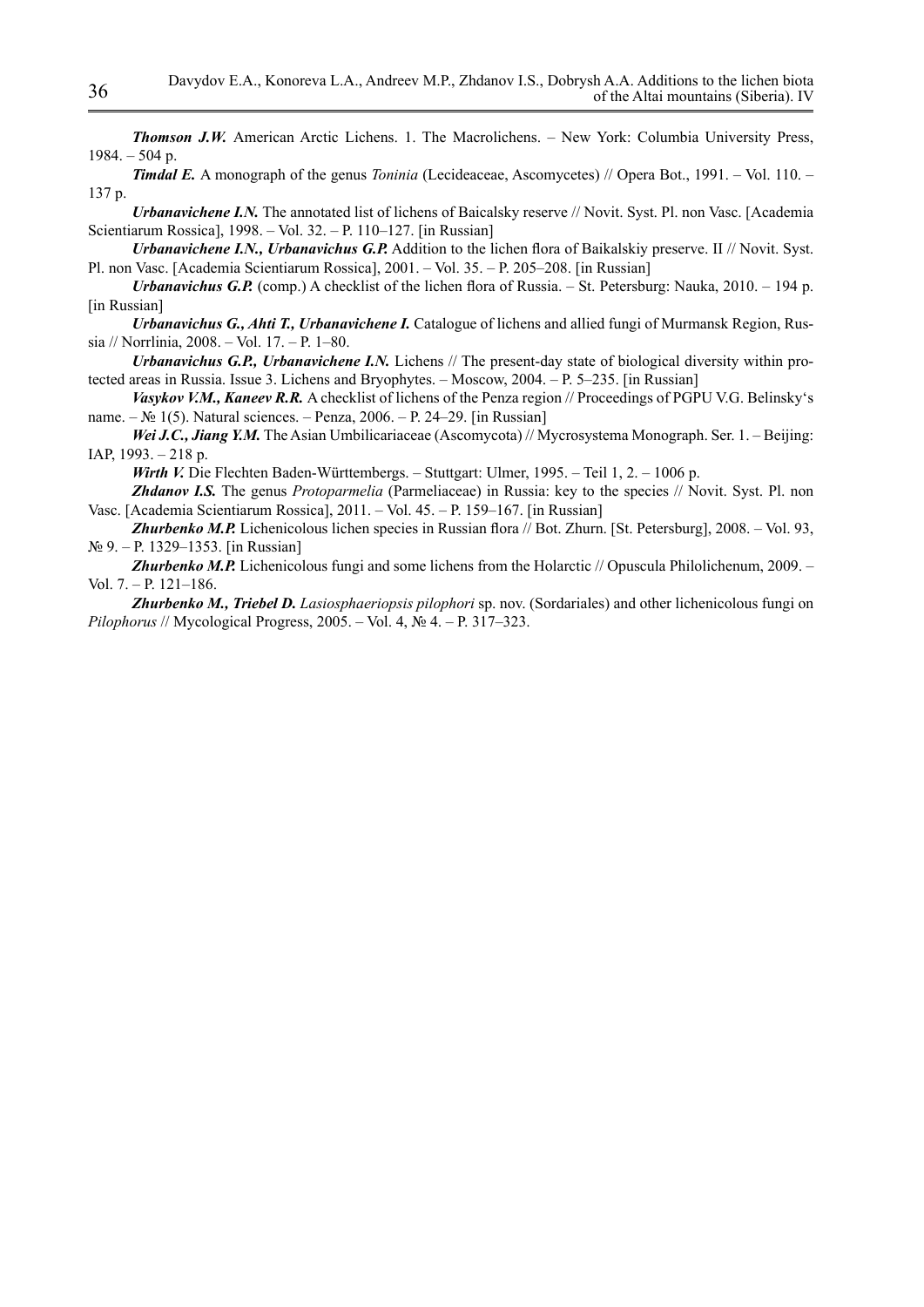***Thomson J.W.*** American Arctic Lichens. 1. The Macrolichens. – New York: Columbia University Press, 1984. – 504 p.

***Timdal E.*** A monograph of the genus *Toninia* (Lecideaceae, Ascomycetes) // Opera Bot., 1991. – Vol. 110. – 137 p.

***Urbanavichene I.N.*** The annotated list of lichens of Baicalsky reserve // Novit. Syst. Pl. non Vasc. [Academia Scientiarum Rossica], 1998. – Vol. 32. – P. 110–127. [in Russian]

***Urbanavichene I.N., Urbanavichus G.P.*** Addition to the lichen flora of Baikalskiy preserve. II // Novit. Syst. Pl. non Vasc. [Academia Scientiarum Rossica], 2001. – Vol. 35. – P. 205–208. [in Russian]

***Urbanavichus G.P.*** (comp.) A checklist of the lichen flora of Russia. – St. Petersburg: Nauka, 2010. – 194 p. [in Russian]

***Urbanavichus G., Ahti T., Urbanavichene I.*** Catalogue of lichens and allied fungi of Murmansk Region, Russia // Norrlinia, 2008. – Vol. 17. – P. 1–80.

***Urbanavichus G.P., Urbanavichene I.N.*** Lichens // The present-day state of biological diversity within protected areas in Russia. Issue 3. Lichens and Bryophytes. – Moscow, 2004. – P. 5–235. [in Russian]

***Vasykov V.M., Kaneev R.R.*** A checklist of lichens of the Penza region // Proceedings of PGPU V.G. Belinsky's name. – № 1(5). Natural sciences. – Penza, 2006. – P. 24–29. [in Russian]

***Wei J.C., Jiang Y.M.*** The Asian Umbilicariaceae (Ascomycota) // Mycrosystema Monograph. Ser. 1. – Beijing: IAP, 1993. – 218 p.

***Wirth V.*** Die Flechten Baden-Württembergs. – Stuttgart: Ulmer, 1995. – Teil 1, 2. – 1006 p.

***Zhdanov I.S.*** The genus *Protoparmelia* (Parmeliaceae) in Russia: key to the species // Novit. Syst. Pl. non Vasc. [Academia Scientiarum Rossica], 2011. – Vol. 45. – P. 159–167. [in Russian]

***Zhurbenko M.P.*** Lichenicolous lichen species in Russian flora // Bot. Zhurn. [St. Petersburg], 2008. – Vol. 93, № 9. – P. 1329–1353. [in Russian]

***Zhurbenko M.P.*** Lichenicolous fungi and some lichens from the Holarctic // Opuscula Philolichenum, 2009. – Vol. 7. – P. 121–186.

***Zhurbenko M., Triebel D.*** *Lasiosphaeriopsis pilophori* sp. nov. (Sordariales) and other lichenicolous fungi on *Pilophorus* // Mycological Progress, 2005. – Vol. 4, № 4. – P. 317–323.